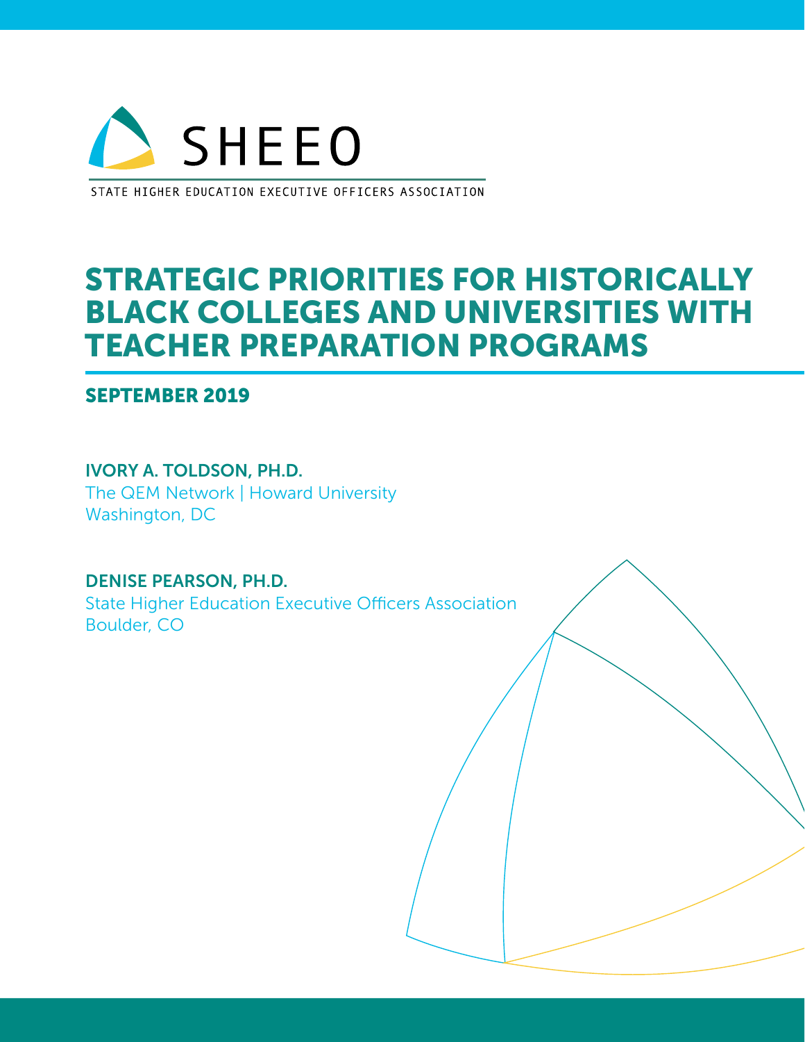SHEEO

STATE HIGHER EDUCATION EXECUTIVE OFFICERS ASSOCIATION

# STRATEGIC PRIORITIES FOR HISTORICALLY BLACK COLLEGES AND UNIVERSITIES WITH TEACHER PREPARATION PROGRAMS

## SEPTEMBER 2019

**IVORY A. TOLDSON, PH.D.**
The QEM Network | Howard University
Washington, DC

**DENISE PEARSON, PH.D.**
State Higher Education Executive Officers Association
Boulder, CO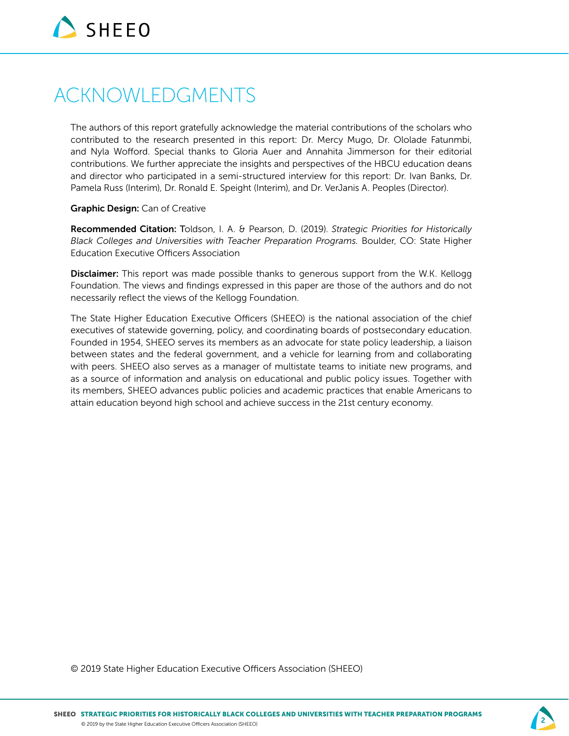# ACKNOWLEDGMENTS

The authors of this report gratefully acknowledge the material contributions of the scholars who contributed to the research presented in this report: Dr. Mercy Mugo, Dr. Ololade Fatunmbi, and Nyla Wofford. Special thanks to Gloria Auer and Annahita Jimmerson for their editorial contributions. We further appreciate the insights and perspectives of the HBCU education deans and director who participated in a semi-structured interview for this report: Dr. Ivan Banks, Dr. Pamela Russ (Interim), Dr. Ronald E. Speight (Interim), and Dr. VerJanis A. Peoples (Director).

**Graphic Design:** Can of Creative

**Recommended Citation:** Toldson, I. A. & Pearson, D. (2019). *Strategic Priorities for Historically Black Colleges and Universities with Teacher Preparation Programs.* Boulder, CO: State Higher Education Executive Officers Association

**Disclaimer:** This report was made possible thanks to generous support from the W.K. Kellogg Foundation. The views and findings expressed in this paper are those of the authors and do not necessarily reflect the views of the Kellogg Foundation.

The State Higher Education Executive Officers (SHEEO) is the national association of the chief executives of statewide governing, policy, and coordinating boards of postsecondary education. Founded in 1954, SHEEO serves its members as an advocate for state policy leadership, a liaison between states and the federal government, and a vehicle for learning from and collaborating with peers. SHEEO also serves as a manager of multistate teams to initiate new programs, and as a source of information and analysis on educational and public policy issues. Together with its members, SHEEO advances public policies and academic practices that enable Americans to attain education beyond high school and achieve success in the 21st century economy.

© 2019 State Higher Education Executive Officers Association (SHEEO)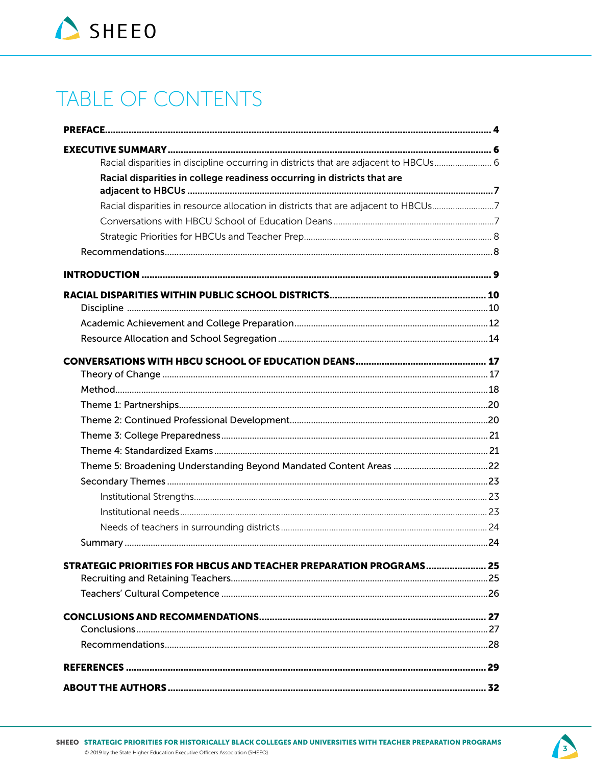# TABLE OF CONTENTS

**PREFACE** .......... **4**

**EXECUTIVE SUMMARY** .......... **6**

- Racial disparities in discipline occurring in districts that are adjacent to HBCUs .......... 6
- **Racial disparities in college readiness occurring in districts that are adjacent to HBCUs** .......... **7**
- Racial disparities in resource allocation in districts that are adjacent to HBCUs .......... 7
- Conversations with HBCU School of Education Deans .......... 7
- Strategic Priorities for HBCUs and Teacher Prep .......... 8

Recommendations .......... 8

**INTRODUCTION** .......... **9**

**RACIAL DISPARITIES WITHIN PUBLIC SCHOOL DISTRICTS** .......... **10**

- Discipline .......... 10
- Academic Achievement and College Preparation .......... 12
- Resource Allocation and School Segregation .......... 14

**CONVERSATIONS WITH HBCU SCHOOL OF EDUCATION DEANS** .......... **17**

- Theory of Change .......... 17
- Method .......... 18
- Theme 1: Partnerships .......... 20
- Theme 2: Continued Professional Development .......... 20
- Theme 3: College Preparedness .......... 21
- Theme 4: Standardized Exams .......... 21
- Theme 5: Broadening Understanding Beyond Mandated Content Areas .......... 22
- Secondary Themes .......... 23
  - Institutional Strengths .......... 23
  - Institutional needs .......... 23
  - Needs of teachers in surrounding districts .......... 24
- Summary .......... 24

**STRATEGIC PRIORITIES FOR HBCUS AND TEACHER PREPARATION PROGRAMS** .......... **25**

- Recruiting and Retaining Teachers .......... 25
- Teachers' Cultural Competence .......... 26

**CONCLUSIONS AND RECOMMENDATIONS** .......... **27**

- Conclusions .......... 27
- Recommendations .......... 28

**REFERENCES** .......... **29**

**ABOUT THE AUTHORS** .......... **32**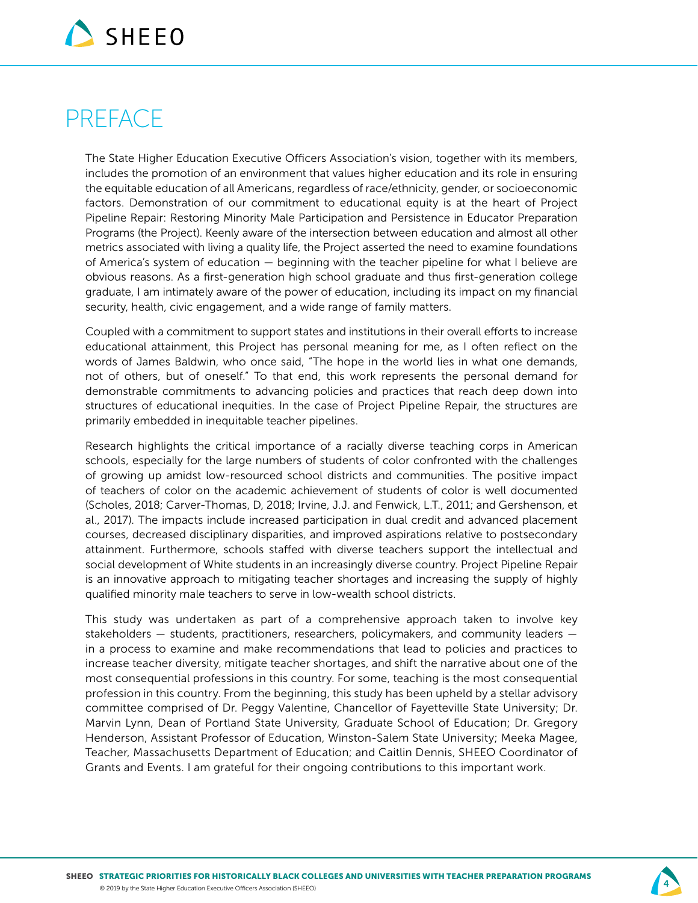# PREFACE

The State Higher Education Executive Officers Association's vision, together with its members, includes the promotion of an environment that values higher education and its role in ensuring the equitable education of all Americans, regardless of race/ethnicity, gender, or socioeconomic factors. Demonstration of our commitment to educational equity is at the heart of Project Pipeline Repair: Restoring Minority Male Participation and Persistence in Educator Preparation Programs (the Project). Keenly aware of the intersection between education and almost all other metrics associated with living a quality life, the Project asserted the need to examine foundations of America's system of education — beginning with the teacher pipeline for what I believe are obvious reasons. As a first-generation high school graduate and thus first-generation college graduate, I am intimately aware of the power of education, including its impact on my financial security, health, civic engagement, and a wide range of family matters.

Coupled with a commitment to support states and institutions in their overall efforts to increase educational attainment, this Project has personal meaning for me, as I often reflect on the words of James Baldwin, who once said, "The hope in the world lies in what one demands, not of others, but of oneself." To that end, this work represents the personal demand for demonstrable commitments to advancing policies and practices that reach deep down into structures of educational inequities. In the case of Project Pipeline Repair, the structures are primarily embedded in inequitable teacher pipelines.

Research highlights the critical importance of a racially diverse teaching corps in American schools, especially for the large numbers of students of color confronted with the challenges of growing up amidst low-resourced school districts and communities. The positive impact of teachers of color on the academic achievement of students of color is well documented (Scholes, 2018; Carver-Thomas, D, 2018; Irvine, J.J. and Fenwick, L.T., 2011; and Gershenson, et al., 2017). The impacts include increased participation in dual credit and advanced placement courses, decreased disciplinary disparities, and improved aspirations relative to postsecondary attainment. Furthermore, schools staffed with diverse teachers support the intellectual and social development of White students in an increasingly diverse country. Project Pipeline Repair is an innovative approach to mitigating teacher shortages and increasing the supply of highly qualified minority male teachers to serve in low-wealth school districts.

This study was undertaken as part of a comprehensive approach taken to involve key stakeholders — students, practitioners, researchers, policymakers, and community leaders — in a process to examine and make recommendations that lead to policies and practices to increase teacher diversity, mitigate teacher shortages, and shift the narrative about one of the most consequential professions in this country. For some, teaching is the most consequential profession in this country. From the beginning, this study has been upheld by a stellar advisory committee comprised of Dr. Peggy Valentine, Chancellor of Fayetteville State University; Dr. Marvin Lynn, Dean of Portland State University, Graduate School of Education; Dr. Gregory Henderson, Assistant Professor of Education, Winston-Salem State University; Meeka Magee, Teacher, Massachusetts Department of Education; and Caitlin Dennis, SHEEO Coordinator of Grants and Events. I am grateful for their ongoing contributions to this important work.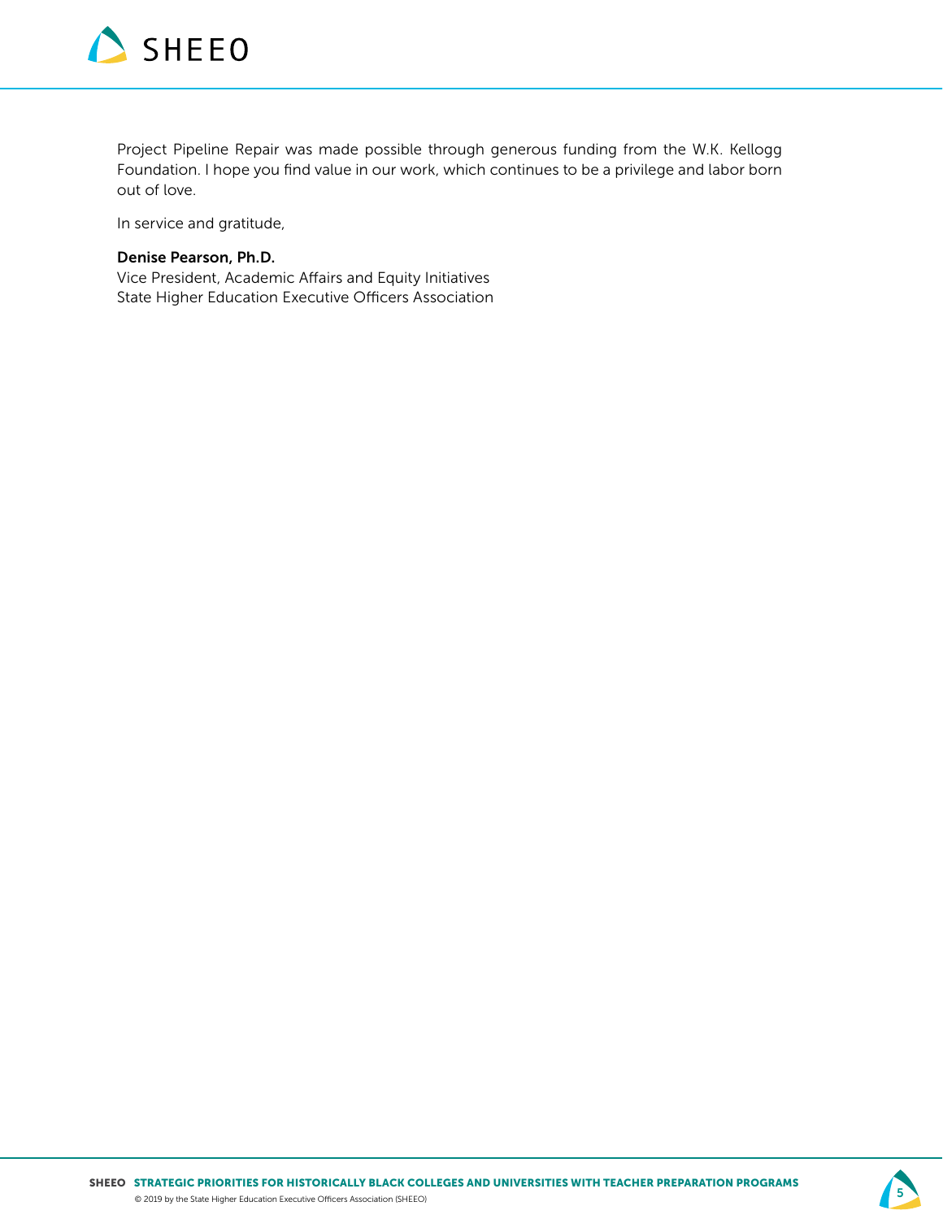Project Pipeline Repair was made possible through generous funding from the W.K. Kellogg Foundation. I hope you find value in our work, which continues to be a privilege and labor born out of love.

In service and gratitude,

**Denise Pearson, Ph.D.**
Vice President, Academic Affairs and Equity Initiatives
State Higher Education Executive Officers Association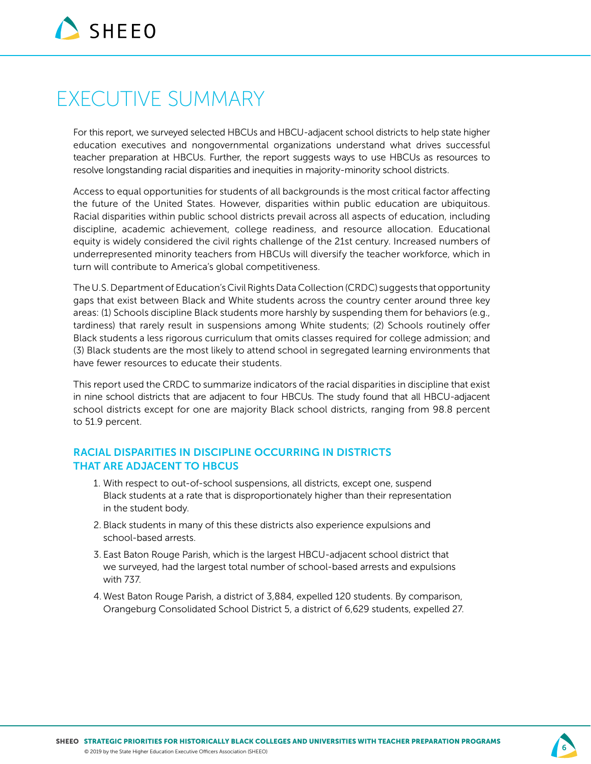# EXECUTIVE SUMMARY

For this report, we surveyed selected HBCUs and HBCU-adjacent school districts to help state higher education executives and nongovernmental organizations understand what drives successful teacher preparation at HBCUs. Further, the report suggests ways to use HBCUs as resources to resolve longstanding racial disparities and inequities in majority-minority school districts.

Access to equal opportunities for students of all backgrounds is the most critical factor affecting the future of the United States. However, disparities within public education are ubiquitous. Racial disparities within public school districts prevail across all aspects of education, including discipline, academic achievement, college readiness, and resource allocation. Educational equity is widely considered the civil rights challenge of the 21st century. Increased numbers of underrepresented minority teachers from HBCUs will diversify the teacher workforce, which in turn will contribute to America's global competitiveness.

The U.S. Department of Education's Civil Rights Data Collection (CRDC) suggests that opportunity gaps that exist between Black and White students across the country center around three key areas: (1) Schools discipline Black students more harshly by suspending them for behaviors (e.g., tardiness) that rarely result in suspensions among White students; (2) Schools routinely offer Black students a less rigorous curriculum that omits classes required for college admission; and (3) Black students are the most likely to attend school in segregated learning environments that have fewer resources to educate their students.

This report used the CRDC to summarize indicators of the racial disparities in discipline that exist in nine school districts that are adjacent to four HBCUs. The study found that all HBCU-adjacent school districts except for one are majority Black school districts, ranging from 98.8 percent to 51.9 percent.

### RACIAL DISPARITIES IN DISCIPLINE OCCURRING IN DISTRICTS THAT ARE ADJACENT TO HBCUS

1. With respect to out-of-school suspensions, all districts, except one, suspend Black students at a rate that is disproportionately higher than their representation in the student body.
2. Black students in many of this these districts also experience expulsions and school-based arrests.
3. East Baton Rouge Parish, which is the largest HBCU-adjacent school district that we surveyed, had the largest total number of school-based arrests and expulsions with 737.
4. West Baton Rouge Parish, a district of 3,884, expelled 120 students. By comparison, Orangeburg Consolidated School District 5, a district of 6,629 students, expelled 27.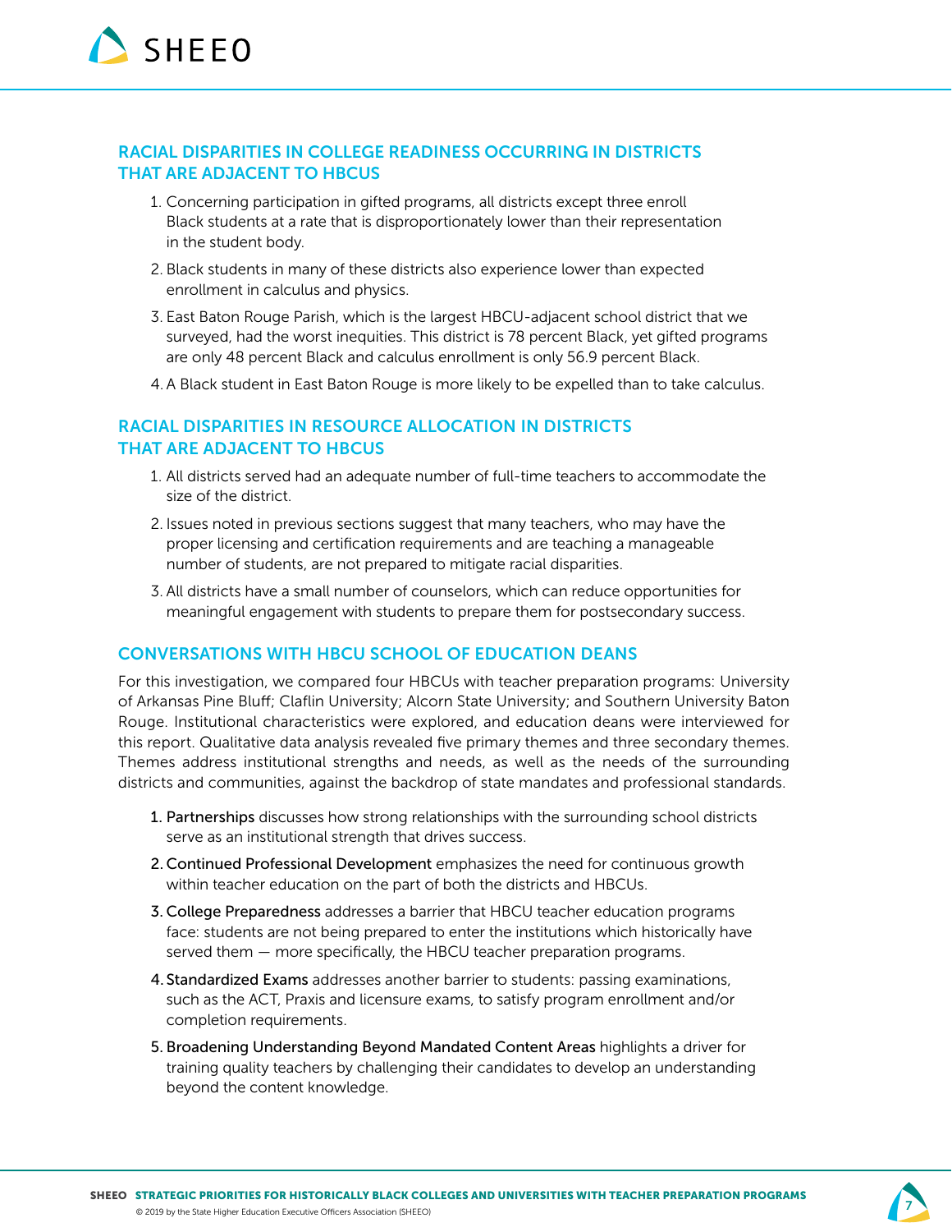## RACIAL DISPARITIES IN COLLEGE READINESS OCCURRING IN DISTRICTS THAT ARE ADJACENT TO HBCUS

1. Concerning participation in gifted programs, all districts except three enroll Black students at a rate that is disproportionately lower than their representation in the student body.
2. Black students in many of these districts also experience lower than expected enrollment in calculus and physics.
3. East Baton Rouge Parish, which is the largest HBCU-adjacent school district that we surveyed, had the worst inequities. This district is 78 percent Black, yet gifted programs are only 48 percent Black and calculus enrollment is only 56.9 percent Black.
4. A Black student in East Baton Rouge is more likely to be expelled than to take calculus.

## RACIAL DISPARITIES IN RESOURCE ALLOCATION IN DISTRICTS THAT ARE ADJACENT TO HBCUS

1. All districts served had an adequate number of full-time teachers to accommodate the size of the district.
2. Issues noted in previous sections suggest that many teachers, who may have the proper licensing and certification requirements and are teaching a manageable number of students, are not prepared to mitigate racial disparities.
3. All districts have a small number of counselors, which can reduce opportunities for meaningful engagement with students to prepare them for postsecondary success.

## CONVERSATIONS WITH HBCU SCHOOL OF EDUCATION DEANS

For this investigation, we compared four HBCUs with teacher preparation programs: University of Arkansas Pine Bluff; Claflin University; Alcorn State University; and Southern University Baton Rouge. Institutional characteristics were explored, and education deans were interviewed for this report. Qualitative data analysis revealed five primary themes and three secondary themes. Themes address institutional strengths and needs, as well as the needs of the surrounding districts and communities, against the backdrop of state mandates and professional standards.

1. **Partnerships** discusses how strong relationships with the surrounding school districts serve as an institutional strength that drives success.
2. **Continued Professional Development** emphasizes the need for continuous growth within teacher education on the part of both the districts and HBCUs.
3. **College Preparedness** addresses a barrier that HBCU teacher education programs face: students are not being prepared to enter the institutions which historically have served them — more specifically, the HBCU teacher preparation programs.
4. **Standardized Exams** addresses another barrier to students: passing examinations, such as the ACT, Praxis and licensure exams, to satisfy program enrollment and/or completion requirements.
5. **Broadening Understanding Beyond Mandated Content Areas** highlights a driver for training quality teachers by challenging their candidates to develop an understanding beyond the content knowledge.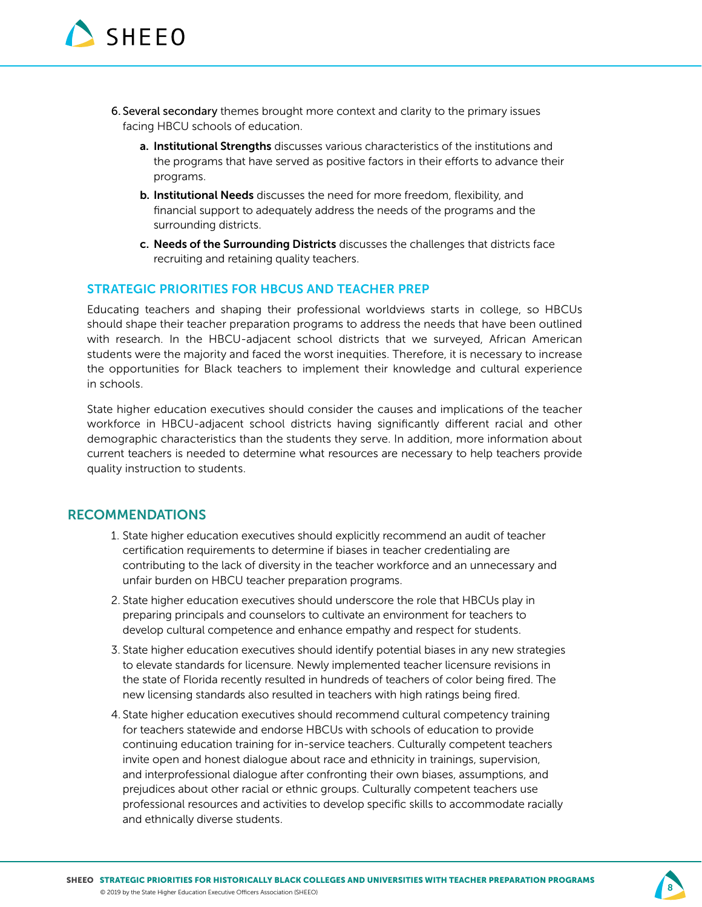6. **Several secondary** themes brought more context and clarity to the primary issues facing HBCU schools of education.
    a. **Institutional Strengths** discusses various characteristics of the institutions and the programs that have served as positive factors in their efforts to advance their programs.
    b. **Institutional Needs** discusses the need for more freedom, flexibility, and financial support to adequately address the needs of the programs and the surrounding districts.
    c. **Needs of the Surrounding Districts** discusses the challenges that districts face recruiting and retaining quality teachers.

### STRATEGIC PRIORITIES FOR HBCUS AND TEACHER PREP

Educating teachers and shaping their professional worldviews starts in college, so HBCUs should shape their teacher preparation programs to address the needs that have been outlined with research. In the HBCU-adjacent school districts that we surveyed, African American students were the majority and faced the worst inequities. Therefore, it is necessary to increase the opportunities for Black teachers to implement their knowledge and cultural experience in schools.

State higher education executives should consider the causes and implications of the teacher workforce in HBCU-adjacent school districts having significantly different racial and other demographic characteristics than the students they serve. In addition, more information about current teachers is needed to determine what resources are necessary to help teachers provide quality instruction to students.

## RECOMMENDATIONS

1. State higher education executives should explicitly recommend an audit of teacher certification requirements to determine if biases in teacher credentialing are contributing to the lack of diversity in the teacher workforce and an unnecessary and unfair burden on HBCU teacher preparation programs.
2. State higher education executives should underscore the role that HBCUs play in preparing principals and counselors to cultivate an environment for teachers to develop cultural competence and enhance empathy and respect for students.
3. State higher education executives should identify potential biases in any new strategies to elevate standards for licensure. Newly implemented teacher licensure revisions in the state of Florida recently resulted in hundreds of teachers of color being fired. The new licensing standards also resulted in teachers with high ratings being fired.
4. State higher education executives should recommend cultural competency training for teachers statewide and endorse HBCUs with schools of education to provide continuing education training for in-service teachers. Culturally competent teachers invite open and honest dialogue about race and ethnicity in trainings, supervision, and interprofessional dialogue after confronting their own biases, assumptions, and prejudices about other racial or ethnic groups. Culturally competent teachers use professional resources and activities to develop specific skills to accommodate racially and ethnically diverse students.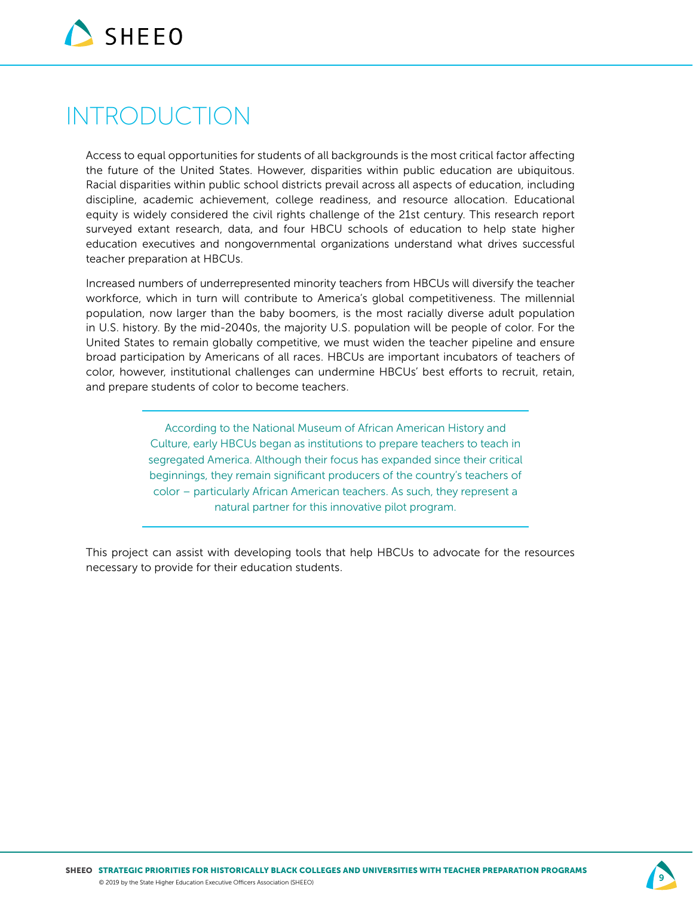# INTRODUCTION

Access to equal opportunities for students of all backgrounds is the most critical factor affecting the future of the United States. However, disparities within public education are ubiquitous. Racial disparities within public school districts prevail across all aspects of education, including discipline, academic achievement, college readiness, and resource allocation. Educational equity is widely considered the civil rights challenge of the 21st century. This research report surveyed extant research, data, and four HBCU schools of education to help state higher education executives and nongovernmental organizations understand what drives successful teacher preparation at HBCUs.

Increased numbers of underrepresented minority teachers from HBCUs will diversify the teacher workforce, which in turn will contribute to America's global competitiveness. The millennial population, now larger than the baby boomers, is the most racially diverse adult population in U.S. history. By the mid-2040s, the majority U.S. population will be people of color. For the United States to remain globally competitive, we must widen the teacher pipeline and ensure broad participation by Americans of all races. HBCUs are important incubators of teachers of color, however, institutional challenges can undermine HBCUs' best efforts to recruit, retain, and prepare students of color to become teachers.

> According to the National Museum of African American History and Culture, early HBCUs began as institutions to prepare teachers to teach in segregated America. Although their focus has expanded since their critical beginnings, they remain significant producers of the country's teachers of color – particularly African American teachers. As such, they represent a natural partner for this innovative pilot program.

This project can assist with developing tools that help HBCUs to advocate for the resources necessary to provide for their education students.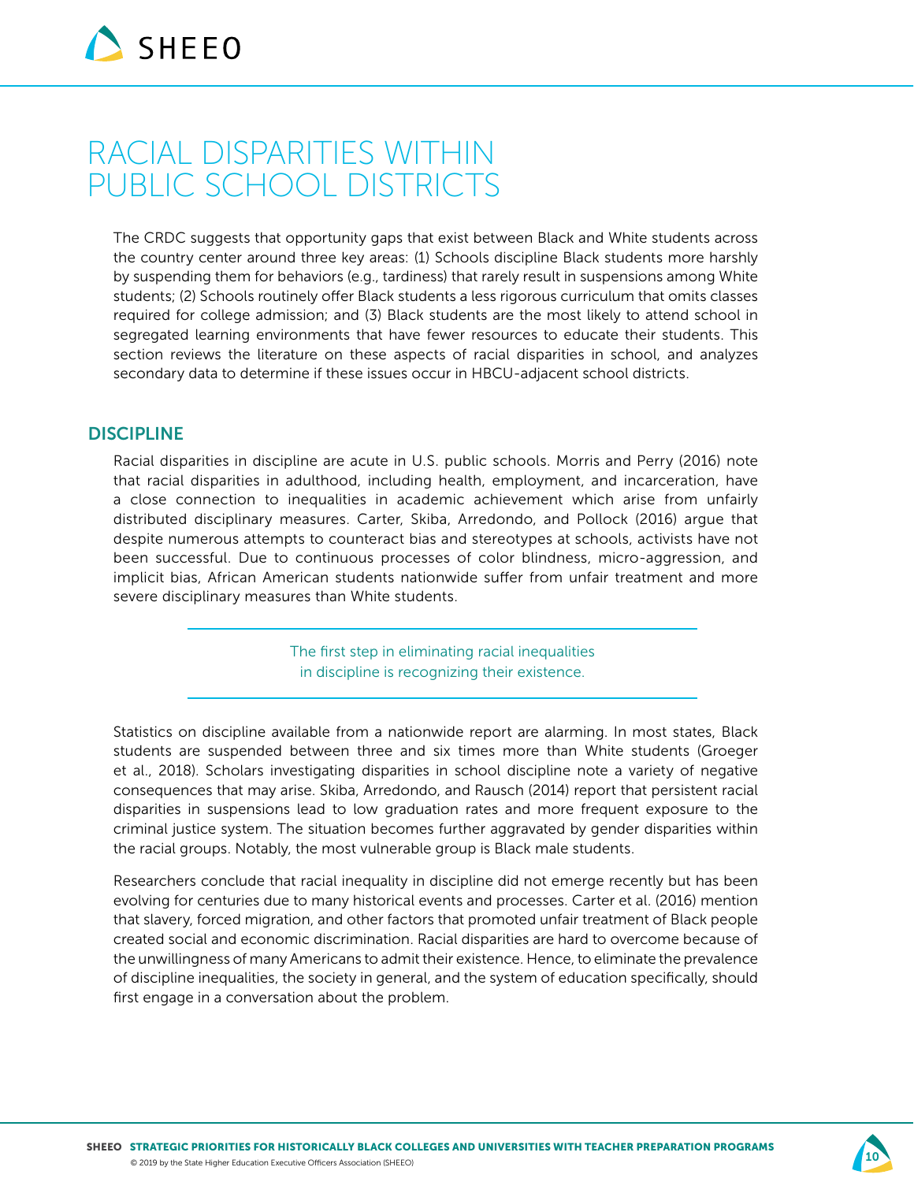# RACIAL DISPARITIES WITHIN PUBLIC SCHOOL DISTRICTS

The CRDC suggests that opportunity gaps that exist between Black and White students across the country center around three key areas: (1) Schools discipline Black students more harshly by suspending them for behaviors (e.g., tardiness) that rarely result in suspensions among White students; (2) Schools routinely offer Black students a less rigorous curriculum that omits classes required for college admission; and (3) Black students are the most likely to attend school in segregated learning environments that have fewer resources to educate their students. This section reviews the literature on these aspects of racial disparities in school, and analyzes secondary data to determine if these issues occur in HBCU-adjacent school districts.

## DISCIPLINE

Racial disparities in discipline are acute in U.S. public schools. Morris and Perry (2016) note that racial disparities in adulthood, including health, employment, and incarceration, have a close connection to inequalities in academic achievement which arise from unfairly distributed disciplinary measures. Carter, Skiba, Arredondo, and Pollock (2016) argue that despite numerous attempts to counteract bias and stereotypes at schools, activists have not been successful. Due to continuous processes of color blindness, micro-aggression, and implicit bias, African American students nationwide suffer from unfair treatment and more severe disciplinary measures than White students.

> The first step in eliminating racial inequalities in discipline is recognizing their existence.

Statistics on discipline available from a nationwide report are alarming. In most states, Black students are suspended between three and six times more than White students (Groeger et al., 2018). Scholars investigating disparities in school discipline note a variety of negative consequences that may arise. Skiba, Arredondo, and Rausch (2014) report that persistent racial disparities in suspensions lead to low graduation rates and more frequent exposure to the criminal justice system. The situation becomes further aggravated by gender disparities within the racial groups. Notably, the most vulnerable group is Black male students.

Researchers conclude that racial inequality in discipline did not emerge recently but has been evolving for centuries due to many historical events and processes. Carter et al. (2016) mention that slavery, forced migration, and other factors that promoted unfair treatment of Black people created social and economic discrimination. Racial disparities are hard to overcome because of the unwillingness of many Americans to admit their existence. Hence, to eliminate the prevalence of discipline inequalities, the society in general, and the system of education specifically, should first engage in a conversation about the problem.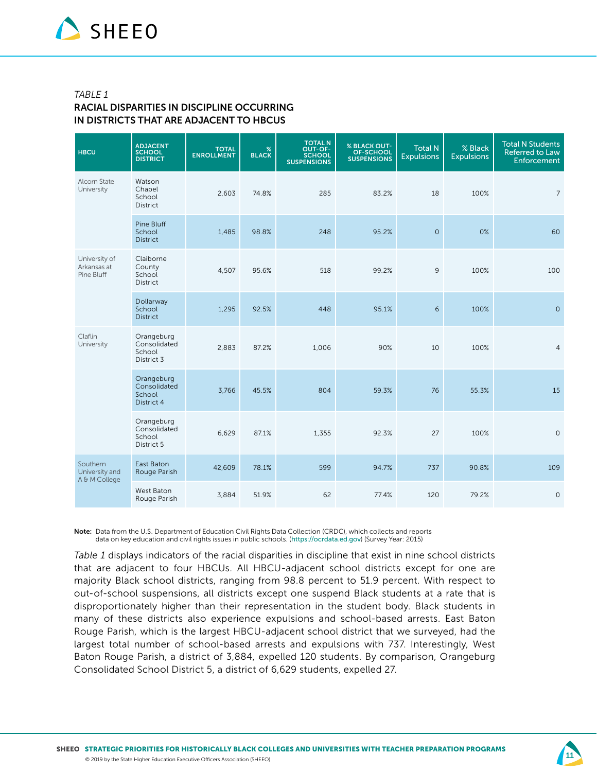*TABLE 1*

**RACIAL DISPARITIES IN DISCIPLINE OCCURRING IN DISTRICTS THAT ARE ADJACENT TO HBCUS**

| HBCU | ADJACENT SCHOOL DISTRICT | TOTAL ENROLLMENT | % BLACK | TOTAL N OUT-OF-SCHOOL SUSPENSIONS | % BLACK OUT-OF-SCHOOL SUSPENSIONS | Total N Expulsions | % Black Expulsions | Total N Students Referred to Law Enforcement |
|---|---|---|---|---|---|---|---|---|
| Alcorn State University | Watson Chapel School District | 2,603 | 74.8% | 285 | 83.2% | 18 | 100% | 7 |
| | Pine Bluff School District | 1,485 | 98.8% | 248 | 95.2% | 0 | 0% | 60 |
| University of Arkansas at Pine Bluff | Claiborne County School District | 4,507 | 95.6% | 518 | 99.2% | 9 | 100% | 100 |
| | Dollarway School District | 1,295 | 92.5% | 448 | 95.1% | 6 | 100% | 0 |
| Claflin University | Orangeburg Consolidated School District 3 | 2,883 | 87.2% | 1,006 | 90% | 10 | 100% | 4 |
| | Orangeburg Consolidated School District 4 | 3,766 | 45.5% | 804 | 59.3% | 76 | 55.3% | 15 |
| | Orangeburg Consolidated School District 5 | 6,629 | 87.1% | 1,355 | 92.3% | 27 | 100% | 0 |
| Southern University and A & M College | East Baton Rouge Parish | 42,609 | 78.1% | 599 | 94.7% | 737 | 90.8% | 109 |
| | West Baton Rouge Parish | 3,884 | 51.9% | 62 | 77.4% | 120 | 79.2% | 0 |

**Note:** Data from the U.S. Department of Education Civil Rights Data Collection (CRDC), which collects and reports data on key education and civil rights issues in public schools. (https://ocrdata.ed.gov) (Survey Year: 2015)

*Table 1* displays indicators of the racial disparities in discipline that exist in nine school districts that are adjacent to four HBCUs. All HBCU-adjacent school districts except for one are majority Black school districts, ranging from 98.8 percent to 51.9 percent. With respect to out-of-school suspensions, all districts except one suspend Black students at a rate that is disproportionately higher than their representation in the student body. Black students in many of these districts also experience expulsions and school-based arrests. East Baton Rouge Parish, which is the largest HBCU-adjacent school district that we surveyed, had the largest total number of school-based arrests and expulsions with 737. Interestingly, West Baton Rouge Parish, a district of 3,884, expelled 120 students. By comparison, Orangeburg Consolidated School District 5, a district of 6,629 students, expelled 27.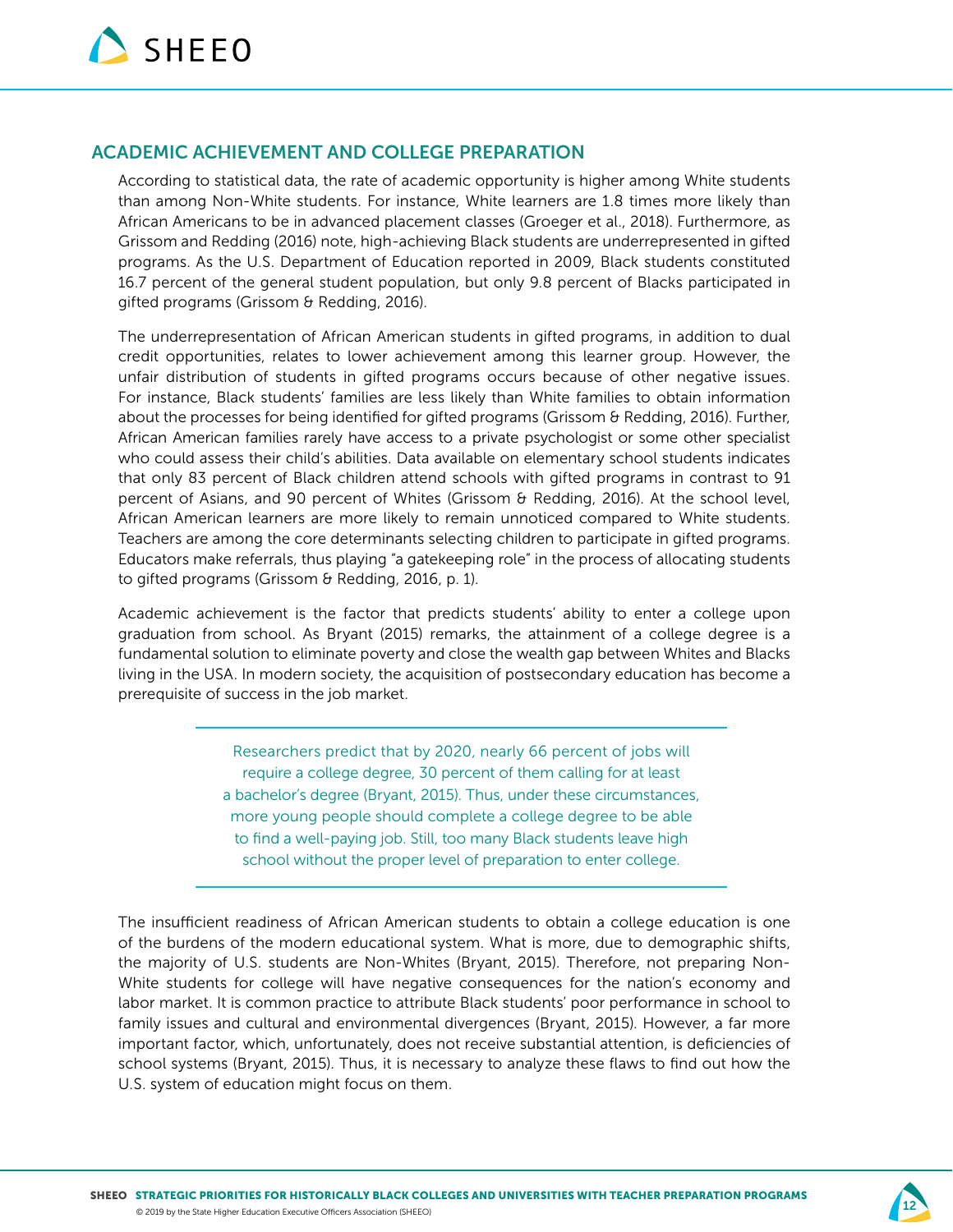## ACADEMIC ACHIEVEMENT AND COLLEGE PREPARATION

According to statistical data, the rate of academic opportunity is higher among White students than among Non-White students. For instance, White learners are 1.8 times more likely than African Americans to be in advanced placement classes (Groeger et al., 2018). Furthermore, as Grissom and Redding (2016) note, high-achieving Black students are underrepresented in gifted programs. As the U.S. Department of Education reported in 2009, Black students constituted 16.7 percent of the general student population, but only 9.8 percent of Blacks participated in gifted programs (Grissom & Redding, 2016).

The underrepresentation of African American students in gifted programs, in addition to dual credit opportunities, relates to lower achievement among this learner group. However, the unfair distribution of students in gifted programs occurs because of other negative issues. For instance, Black students' families are less likely than White families to obtain information about the processes for being identified for gifted programs (Grissom & Redding, 2016). Further, African American families rarely have access to a private psychologist or some other specialist who could assess their child's abilities. Data available on elementary school students indicates that only 83 percent of Black children attend schools with gifted programs in contrast to 91 percent of Asians, and 90 percent of Whites (Grissom & Redding, 2016). At the school level, African American learners are more likely to remain unnoticed compared to White students. Teachers are among the core determinants selecting children to participate in gifted programs. Educators make referrals, thus playing "a gatekeeping role" in the process of allocating students to gifted programs (Grissom & Redding, 2016, p. 1).

Academic achievement is the factor that predicts students' ability to enter a college upon graduation from school. As Bryant (2015) remarks, the attainment of a college degree is a fundamental solution to eliminate poverty and close the wealth gap between Whites and Blacks living in the USA. In modern society, the acquisition of postsecondary education has become a prerequisite of success in the job market.

> Researchers predict that by 2020, nearly 66 percent of jobs will require a college degree, 30 percent of them calling for at least a bachelor's degree (Bryant, 2015). Thus, under these circumstances, more young people should complete a college degree to be able to find a well-paying job. Still, too many Black students leave high school without the proper level of preparation to enter college.

The insufficient readiness of African American students to obtain a college education is one of the burdens of the modern educational system. What is more, due to demographic shifts, the majority of U.S. students are Non-Whites (Bryant, 2015). Therefore, not preparing Non-White students for college will have negative consequences for the nation's economy and labor market. It is common practice to attribute Black students' poor performance in school to family issues and cultural and environmental divergences (Bryant, 2015). However, a far more important factor, which, unfortunately, does not receive substantial attention, is deficiencies of school systems (Bryant, 2015). Thus, it is necessary to analyze these flaws to find out how the U.S. system of education might focus on them.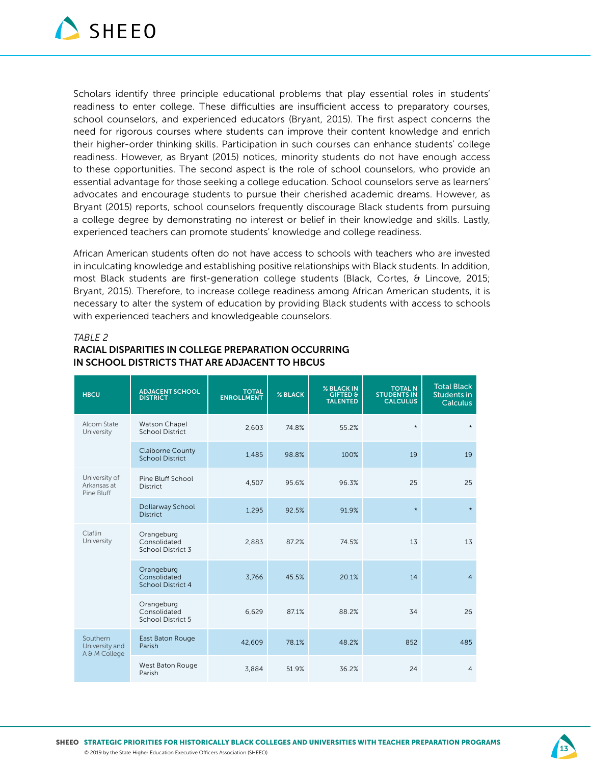Scholars identify three principle educational problems that play essential roles in students' readiness to enter college. These difficulties are insufficient access to preparatory courses, school counselors, and experienced educators (Bryant, 2015). The first aspect concerns the need for rigorous courses where students can improve their content knowledge and enrich their higher-order thinking skills. Participation in such courses can enhance students' college readiness. However, as Bryant (2015) notices, minority students do not have enough access to these opportunities. The second aspect is the role of school counselors, who provide an essential advantage for those seeking a college education. School counselors serve as learners' advocates and encourage students to pursue their cherished academic dreams. However, as Bryant (2015) reports, school counselors frequently discourage Black students from pursuing a college degree by demonstrating no interest or belief in their knowledge and skills. Lastly, experienced teachers can promote students' knowledge and college readiness.

African American students often do not have access to schools with teachers who are invested in inculcating knowledge and establishing positive relationships with Black students. In addition, most Black students are first-generation college students (Black, Cortes, & Lincove, 2015; Bryant, 2015). Therefore, to increase college readiness among African American students, it is necessary to alter the system of education by providing Black students with access to schools with experienced teachers and knowledgeable counselors.

*TABLE 2*

**RACIAL DISPARITIES IN COLLEGE PREPARATION OCCURRING IN SCHOOL DISTRICTS THAT ARE ADJACENT TO HBCUS**

| HBCU | ADJACENT SCHOOL DISTRICT | TOTAL ENROLLMENT | % BLACK | % BLACK IN GIFTED & TALENTED | TOTAL N STUDENTS IN CALCULUS | Total Black Students in Calculus |
|---|---|---|---|---|---|---|
| Alcorn State University | Watson Chapel School District | 2,603 | 74.8% | 55.2% | * | * |
| | Claiborne County School District | 1,485 | 98.8% | 100% | 19 | 19 |
| University of Arkansas at Pine Bluff | Pine Bluff School District | 4,507 | 95.6% | 96.3% | 25 | 25 |
| | Dollarway School District | 1,295 | 92.5% | 91.9% | * | * |
| Claflin University | Orangeburg Consolidated School District 3 | 2,883 | 87.2% | 74.5% | 13 | 13 |
| | Orangeburg Consolidated School District 4 | 3,766 | 45.5% | 20.1% | 14 | 4 |
| | Orangeburg Consolidated School District 5 | 6,629 | 87.1% | 88.2% | 34 | 26 |
| Southern University and A & M College | East Baton Rouge Parish | 42,609 | 78.1% | 48.2% | 852 | 485 |
| | West Baton Rouge Parish | 3,884 | 51.9% | 36.2% | 24 | 4 |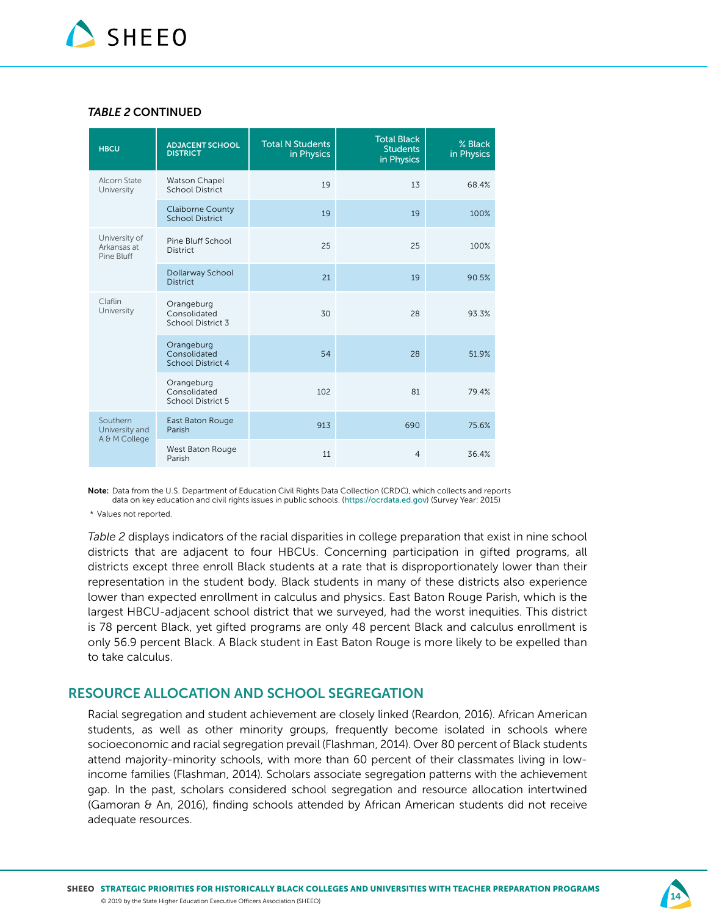***Table 2*** **CONTINUED**

| HBCU | ADJACENT SCHOOL DISTRICT | Total N Students in Physics | Total Black Students in Physics | % Black in Physics |
|---|---|---|---|---|
| Alcorn State University | Watson Chapel School District | 19 | 13 | 68.4% |
| | Claiborne County School District | 19 | 19 | 100% |
| University of Arkansas at Pine Bluff | Pine Bluff School District | 25 | 25 | 100% |
| | Dollarway School District | 21 | 19 | 90.5% |
| Claflin University | Orangeburg Consolidated School District 3 | 30 | 28 | 93.3% |
| | Orangeburg Consolidated School District 4 | 54 | 28 | 51.9% |
| | Orangeburg Consolidated School District 5 | 102 | 81 | 79.4% |
| Southern University and A & M College | East Baton Rouge Parish | 913 | 690 | 75.6% |
| | West Baton Rouge Parish | 11 | 4 | 36.4% |

**Note:** Data from the U.S. Department of Education Civil Rights Data Collection (CRDC), which collects and reports data on key education and civil rights issues in public schools. (https://ocrdata.ed.gov) (Survey Year: 2015)

\* Values not reported.

*Table 2* displays indicators of the racial disparities in college preparation that exist in nine school districts that are adjacent to four HBCUs. Concerning participation in gifted programs, all districts except three enroll Black students at a rate that is disproportionately lower than their representation in the student body. Black students in many of these districts also experience lower than expected enrollment in calculus and physics. East Baton Rouge Parish, which is the largest HBCU-adjacent school district that we surveyed, had the worst inequities. This district is 78 percent Black, yet gifted programs are only 48 percent Black and calculus enrollment is only 56.9 percent Black. A Black student in East Baton Rouge is more likely to be expelled than to take calculus.

## RESOURCE ALLOCATION AND SCHOOL SEGREGATION

Racial segregation and student achievement are closely linked (Reardon, 2016). African American students, as well as other minority groups, frequently become isolated in schools where socioeconomic and racial segregation prevail (Flashman, 2014). Over 80 percent of Black students attend majority-minority schools, with more than 60 percent of their classmates living in low-income families (Flashman, 2014). Scholars associate segregation patterns with the achievement gap. In the past, scholars considered school segregation and resource allocation intertwined (Gamoran & An, 2016), finding schools attended by African American students did not receive adequate resources.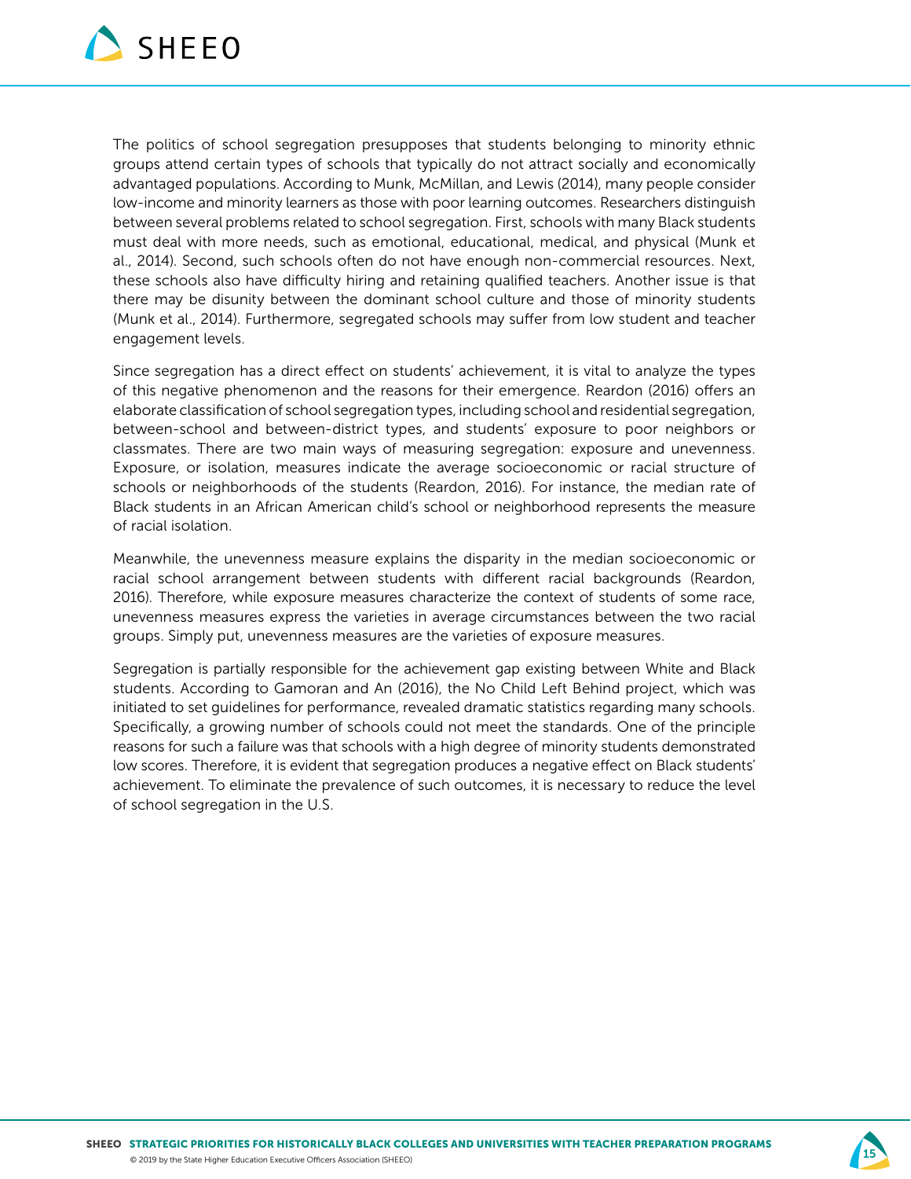The politics of school segregation presupposes that students belonging to minority ethnic groups attend certain types of schools that typically do not attract socially and economically advantaged populations. According to Munk, McMillan, and Lewis (2014), many people consider low-income and minority learners as those with poor learning outcomes. Researchers distinguish between several problems related to school segregation. First, schools with many Black students must deal with more needs, such as emotional, educational, medical, and physical (Munk et al., 2014). Second, such schools often do not have enough non-commercial resources. Next, these schools also have difficulty hiring and retaining qualified teachers. Another issue is that there may be disunity between the dominant school culture and those of minority students (Munk et al., 2014). Furthermore, segregated schools may suffer from low student and teacher engagement levels.

Since segregation has a direct effect on students' achievement, it is vital to analyze the types of this negative phenomenon and the reasons for their emergence. Reardon (2016) offers an elaborate classification of school segregation types, including school and residential segregation, between-school and between-district types, and students' exposure to poor neighbors or classmates. There are two main ways of measuring segregation: exposure and unevenness. Exposure, or isolation, measures indicate the average socioeconomic or racial structure of schools or neighborhoods of the students (Reardon, 2016). For instance, the median rate of Black students in an African American child's school or neighborhood represents the measure of racial isolation.

Meanwhile, the unevenness measure explains the disparity in the median socioeconomic or racial school arrangement between students with different racial backgrounds (Reardon, 2016). Therefore, while exposure measures characterize the context of students of some race, unevenness measures express the varieties in average circumstances between the two racial groups. Simply put, unevenness measures are the varieties of exposure measures.

Segregation is partially responsible for the achievement gap existing between White and Black students. According to Gamoran and An (2016), the No Child Left Behind project, which was initiated to set guidelines for performance, revealed dramatic statistics regarding many schools. Specifically, a growing number of schools could not meet the standards. One of the principle reasons for such a failure was that schools with a high degree of minority students demonstrated low scores. Therefore, it is evident that segregation produces a negative effect on Black students' achievement. To eliminate the prevalence of such outcomes, it is necessary to reduce the level of school segregation in the U.S.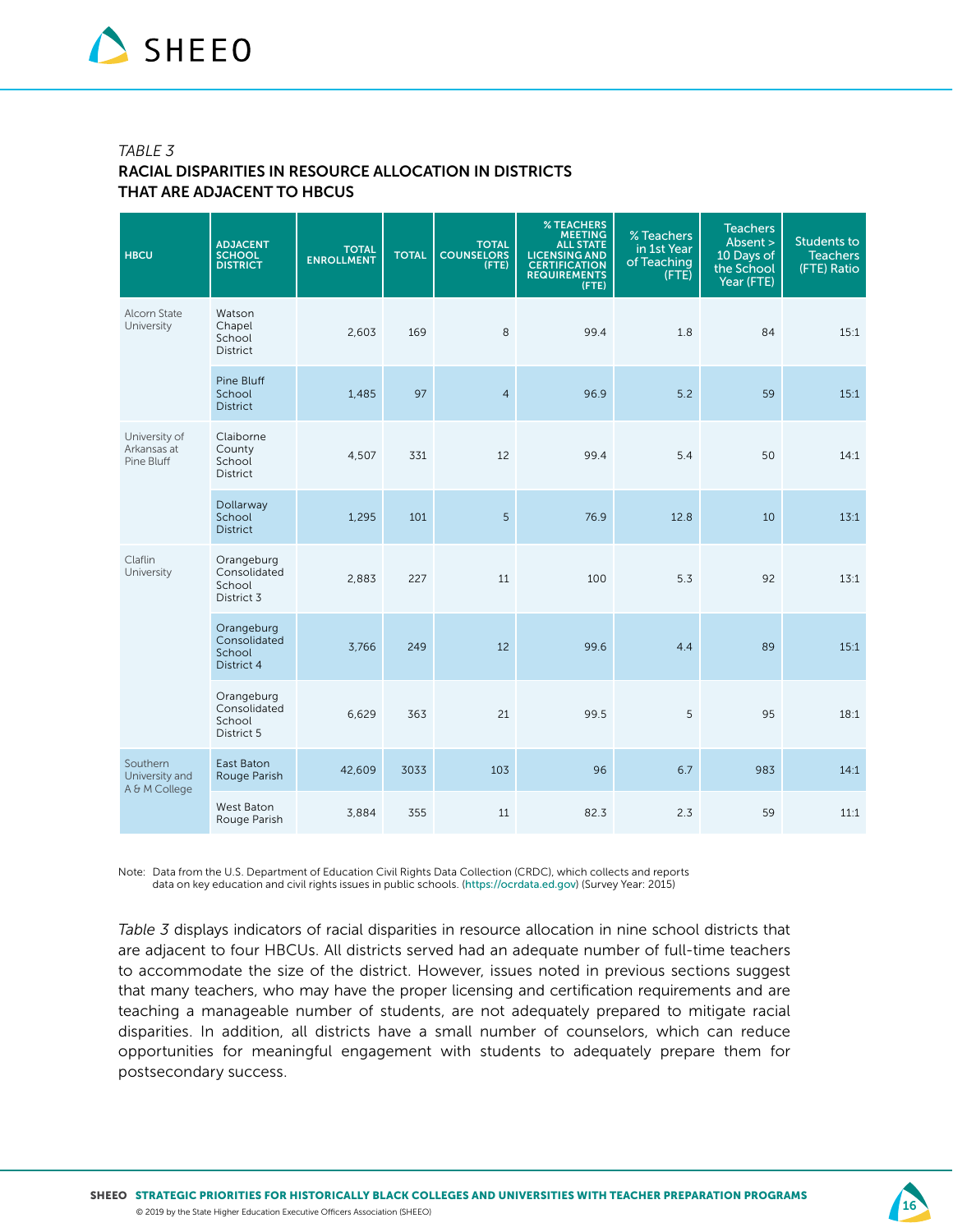*TABLE 3*

**RACIAL DISPARITIES IN RESOURCE ALLOCATION IN DISTRICTS THAT ARE ADJACENT TO HBCUS**

| HBCU | ADJACENT SCHOOL DISTRICT | TOTAL ENROLLMENT | TOTAL | TOTAL COUNSELORS (FTE) | % TEACHERS MEETING ALL STATE LICENSING AND CERTIFICATION REQUIREMENTS (FTE) | % Teachers in 1st Year of Teaching (FTE) | Teachers Absent > 10 Days of the School Year (FTE) | Students to Teachers (FTE) Ratio |
|---|---|---|---|---|---|---|---|---|
| Alcorn State University | Watson Chapel School District | 2,603 | 169 | 8 | 99.4 | 1.8 | 84 | 15:1 |
| | Pine Bluff School District | 1,485 | 97 | 4 | 96.9 | 5.2 | 59 | 15:1 |
| University of Arkansas at Pine Bluff | Claiborne County School District | 4,507 | 331 | 12 | 99.4 | 5.4 | 50 | 14:1 |
| | Dollarway School District | 1,295 | 101 | 5 | 76.9 | 12.8 | 10 | 13:1 |
| Claflin University | Orangeburg Consolidated School District 3 | 2,883 | 227 | 11 | 100 | 5.3 | 92 | 13:1 |
| | Orangeburg Consolidated School District 4 | 3,766 | 249 | 12 | 99.6 | 4.4 | 89 | 15:1 |
| | Orangeburg Consolidated School District 5 | 6,629 | 363 | 21 | 99.5 | 5 | 95 | 18:1 |
| Southern University and A & M College | East Baton Rouge Parish | 42,609 | 3033 | 103 | 96 | 6.7 | 983 | 14:1 |
| | West Baton Rouge Parish | 3,884 | 355 | 11 | 82.3 | 2.3 | 59 | 11:1 |

Note: Data from the U.S. Department of Education Civil Rights Data Collection (CRDC), which collects and reports data on key education and civil rights issues in public schools. (https://ocrdata.ed.gov) (Survey Year: 2015)

*Table 3* displays indicators of racial disparities in resource allocation in nine school districts that are adjacent to four HBCUs. All districts served had an adequate number of full-time teachers to accommodate the size of the district. However, issues noted in previous sections suggest that many teachers, who may have the proper licensing and certification requirements and are teaching a manageable number of students, are not adequately prepared to mitigate racial disparities. In addition, all districts have a small number of counselors, which can reduce opportunities for meaningful engagement with students to adequately prepare them for postsecondary success.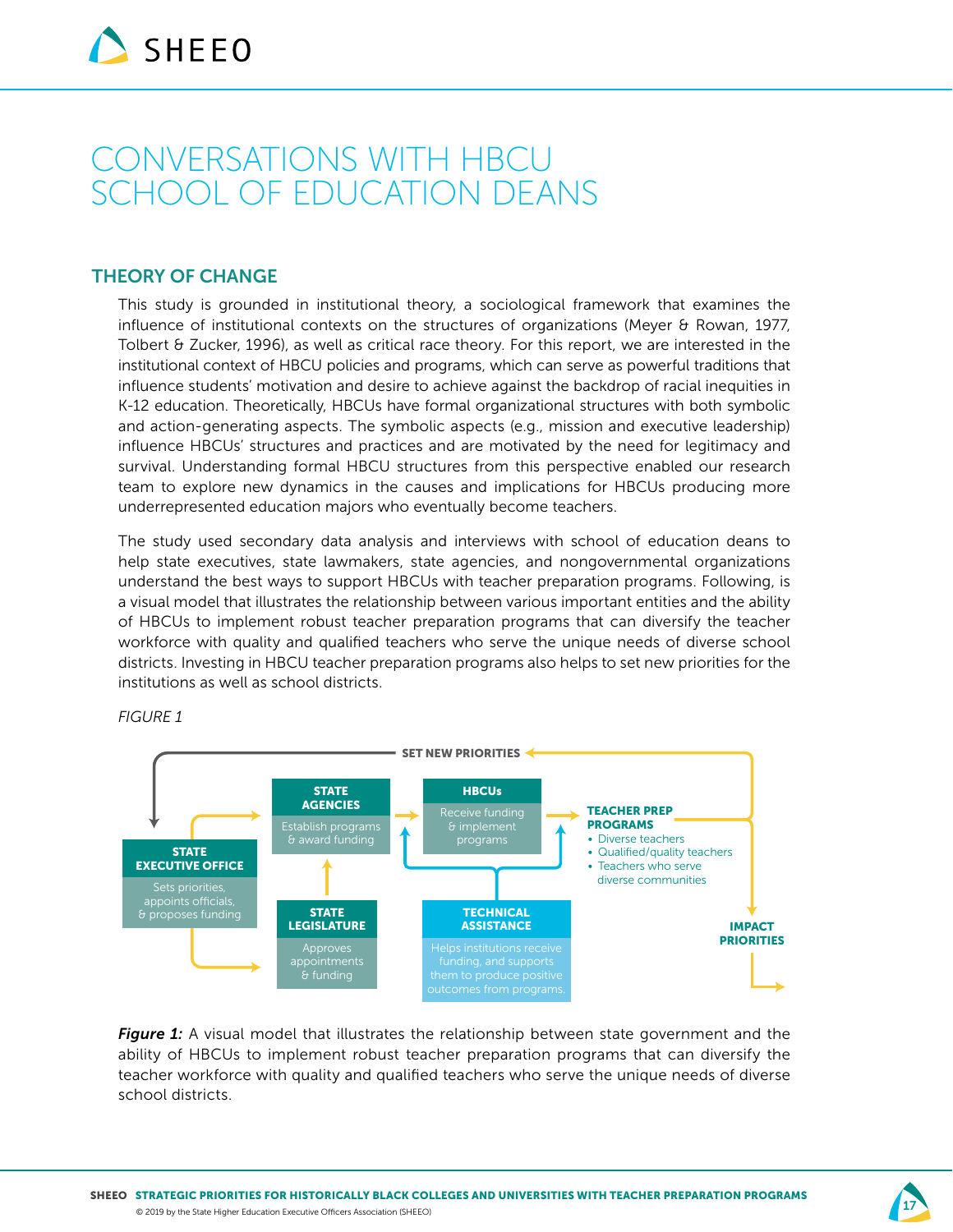# CONVERSATIONS WITH HBCU SCHOOL OF EDUCATION DEANS

## THEORY OF CHANGE

This study is grounded in institutional theory, a sociological framework that examines the influence of institutional contexts on the structures of organizations (Meyer & Rowan, 1977, Tolbert & Zucker, 1996), as well as critical race theory. For this report, we are interested in the institutional context of HBCU policies and programs, which can serve as powerful traditions that influence students' motivation and desire to achieve against the backdrop of racial inequities in K-12 education. Theoretically, HBCUs have formal organizational structures with both symbolic and action-generating aspects. The symbolic aspects (e.g., mission and executive leadership) influence HBCUs' structures and practices and are motivated by the need for legitimacy and survival. Understanding formal HBCU structures from this perspective enabled our research team to explore new dynamics in the causes and implications for HBCUs producing more underrepresented education majors who eventually become teachers.

The study used secondary data analysis and interviews with school of education deans to help state executives, state lawmakers, state agencies, and nongovernmental organizations understand the best ways to support HBCUs with teacher preparation programs. Following, is a visual model that illustrates the relationship between various important entities and the ability of HBCUs to implement robust teacher preparation programs that can diversify the teacher workforce with quality and qualified teachers who serve the unique needs of diverse school districts. Investing in HBCU teacher preparation programs also helps to set new priorities for the institutions as well as school districts.

*FIGURE 1*

SET NEW PRIORITIES

**STATE EXECUTIVE OFFICE**
Sets priorities, appoints officials, & proposes funding

**STATE AGENCIES**
Establish programs & award funding

**STATE LEGISLATURE**
Approves appointments & funding

**HBCUs**
Receive funding & implement programs

**TECHNICAL ASSISTANCE**
Helps institutions receive funding, and supports them to produce positive outcomes from programs.

**TEACHER PREP PROGRAMS**
- Diverse teachers
- Qualified/quality teachers
- Teachers who serve diverse communities

**IMPACT PRIORITIES**

***Figure 1:*** A visual model that illustrates the relationship between state government and the ability of HBCUs to implement robust teacher preparation programs that can diversify the teacher workforce with quality and qualified teachers who serve the unique needs of diverse school districts.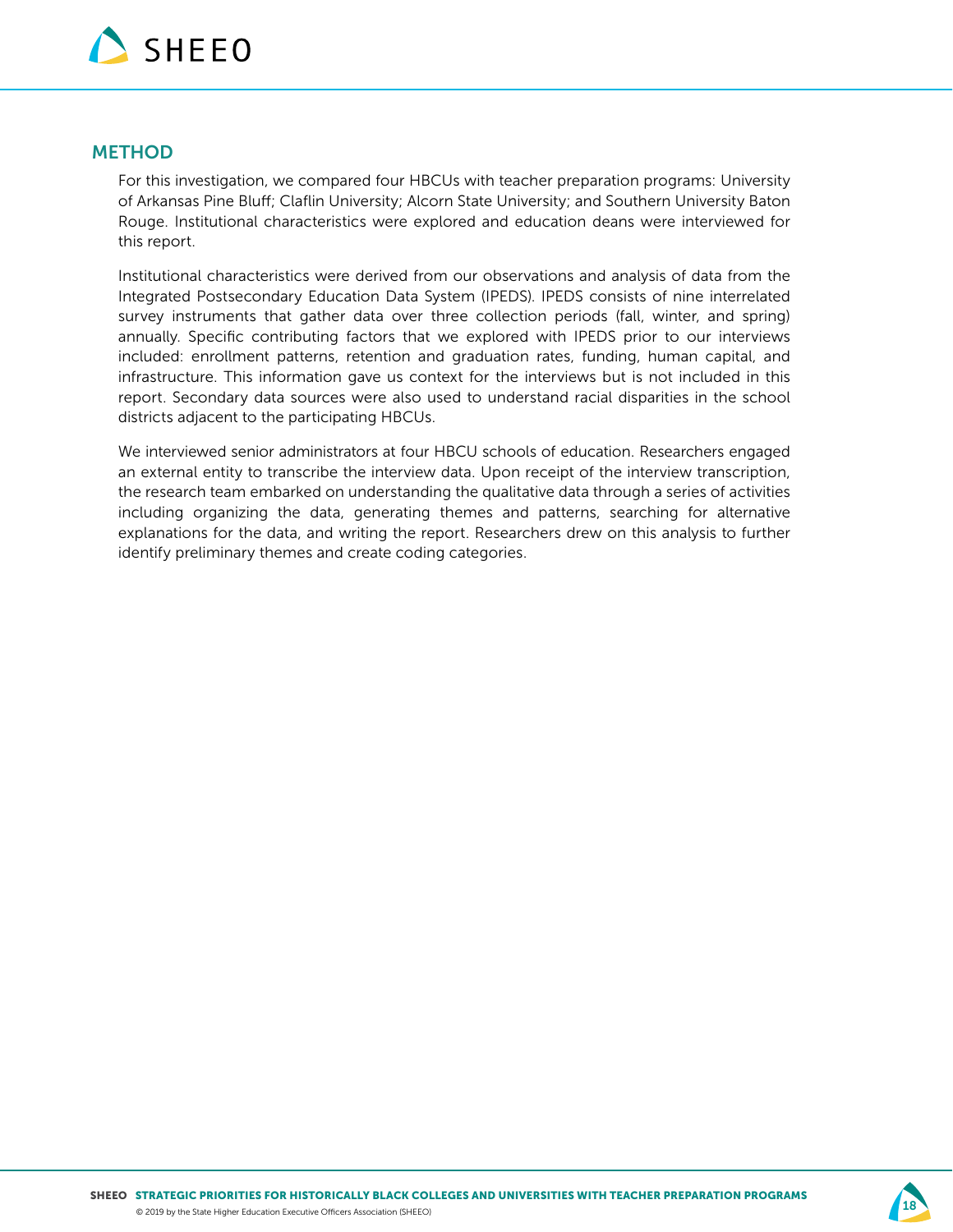## METHOD

For this investigation, we compared four HBCUs with teacher preparation programs: University of Arkansas Pine Bluff; Claflin University; Alcorn State University; and Southern University Baton Rouge. Institutional characteristics were explored and education deans were interviewed for this report.

Institutional characteristics were derived from our observations and analysis of data from the Integrated Postsecondary Education Data System (IPEDS). IPEDS consists of nine interrelated survey instruments that gather data over three collection periods (fall, winter, and spring) annually. Specific contributing factors that we explored with IPEDS prior to our interviews included: enrollment patterns, retention and graduation rates, funding, human capital, and infrastructure. This information gave us context for the interviews but is not included in this report. Secondary data sources were also used to understand racial disparities in the school districts adjacent to the participating HBCUs.

We interviewed senior administrators at four HBCU schools of education. Researchers engaged an external entity to transcribe the interview data. Upon receipt of the interview transcription, the research team embarked on understanding the qualitative data through a series of activities including organizing the data, generating themes and patterns, searching for alternative explanations for the data, and writing the report. Researchers drew on this analysis to further identify preliminary themes and create coding categories.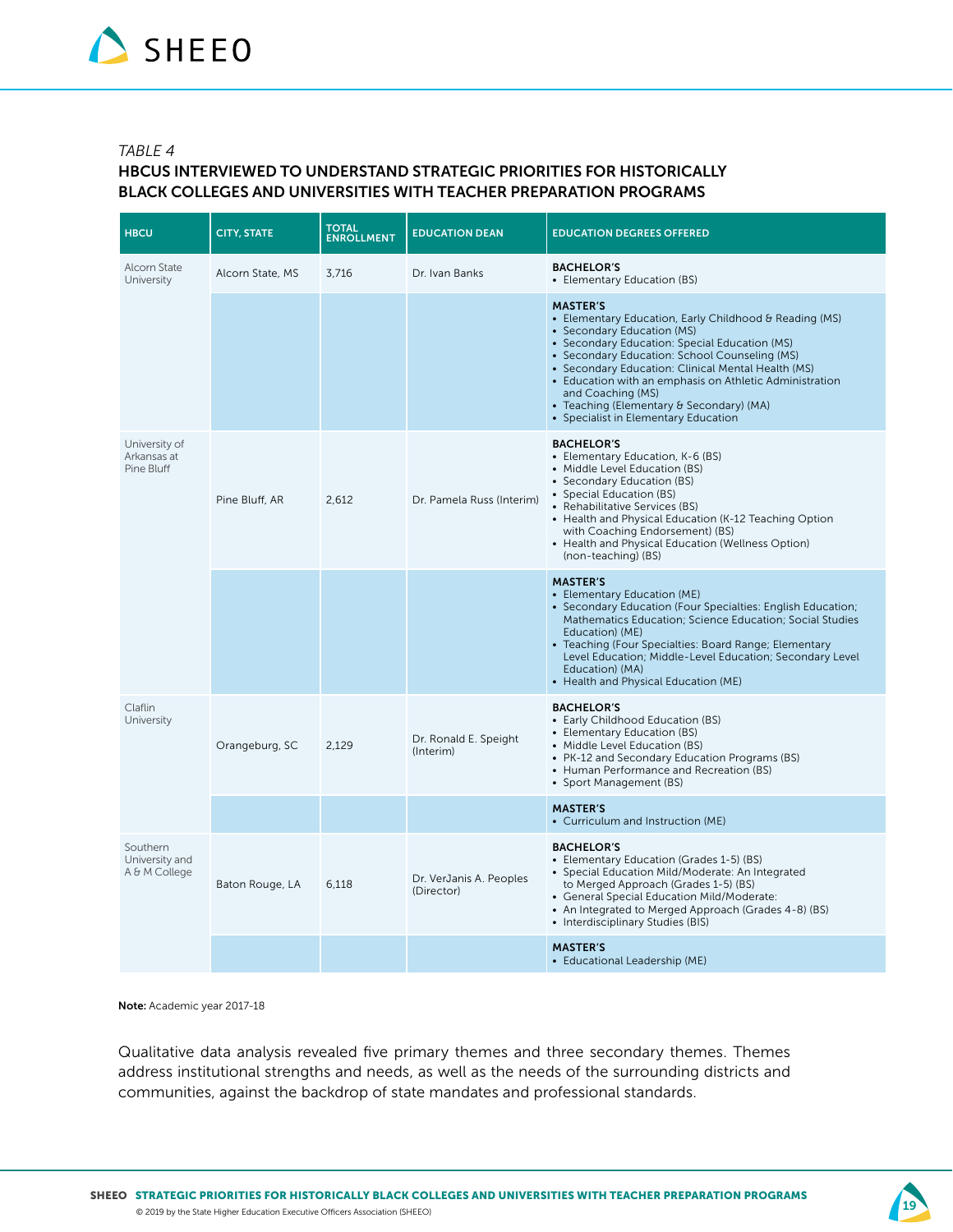*TABLE 4*

**HBCUS INTERVIEWED TO UNDERSTAND STRATEGIC PRIORITIES FOR HISTORICALLY BLACK COLLEGES AND UNIVERSITIES WITH TEACHER PREPARATION PROGRAMS**

| HBCU | CITY, STATE | TOTAL ENROLLMENT | EDUCATION DEAN | EDUCATION DEGREES OFFERED |
|---|---|---|---|---|
| Alcorn State University | Alcorn State, MS | 3,716 | Dr. Ivan Banks | **BACHELOR'S**<br>• Elementary Education (BS) |
| | | | | **MASTER'S**<br>• Elementary Education, Early Childhood & Reading (MS)<br>• Secondary Education (MS)<br>• Secondary Education: Special Education (MS)<br>• Secondary Education: School Counseling (MS)<br>• Secondary Education: Clinical Mental Health (MS)<br>• Education with an emphasis on Athletic Administration and Coaching (MS)<br>• Teaching (Elementary & Secondary) (MA)<br>• Specialist in Elementary Education |
| University of Arkansas at Pine Bluff | Pine Bluff, AR | 2,612 | Dr. Pamela Russ (Interim) | **BACHELOR'S**<br>• Elementary Education, K-6 (BS)<br>• Middle Level Education (BS)<br>• Secondary Education (BS)<br>• Special Education (BS)<br>• Rehabilitative Services (BS)<br>• Health and Physical Education (K-12 Teaching Option with Coaching Endorsement) (BS)<br>• Health and Physical Education (Wellness Option) (non-teaching) (BS) |
| | | | | **MASTER'S**<br>• Elementary Education (ME)<br>• Secondary Education (Four Specialties: English Education; Mathematics Education; Science Education; Social Studies Education) (ME)<br>• Teaching (Four Specialties: Board Range; Elementary Level Education; Middle-Level Education; Secondary Level Education) (MA)<br>• Health and Physical Education (ME) |
| Claflin University | Orangeburg, SC | 2,129 | Dr. Ronald E. Speight (Interim) | **BACHELOR'S**<br>• Early Childhood Education (BS)<br>• Elementary Education (BS)<br>• Middle Level Education (BS)<br>• PK-12 and Secondary Education Programs (BS)<br>• Human Performance and Recreation (BS)<br>• Sport Management (BS) |
| | | | | **MASTER'S**<br>• Curriculum and Instruction (ME) |
| Southern University and A & M College | Baton Rouge, LA | 6,118 | Dr. VerJanis A. Peoples (Director) | **BACHELOR'S**<br>• Elementary Education (Grades 1-5) (BS)<br>• Special Education Mild/Moderate: An Integrated to Merged Approach (Grades 1-5) (BS)<br>• General Special Education Mild/Moderate:<br>• An Integrated to Merged Approach (Grades 4-8) (BS)<br>• Interdisciplinary Studies (BIS) |
| | | | | **MASTER'S**<br>• Educational Leadership (ME) |

**Note:** Academic year 2017-18

Qualitative data analysis revealed five primary themes and three secondary themes. Themes address institutional strengths and needs, as well as the needs of the surrounding districts and communities, against the backdrop of state mandates and professional standards.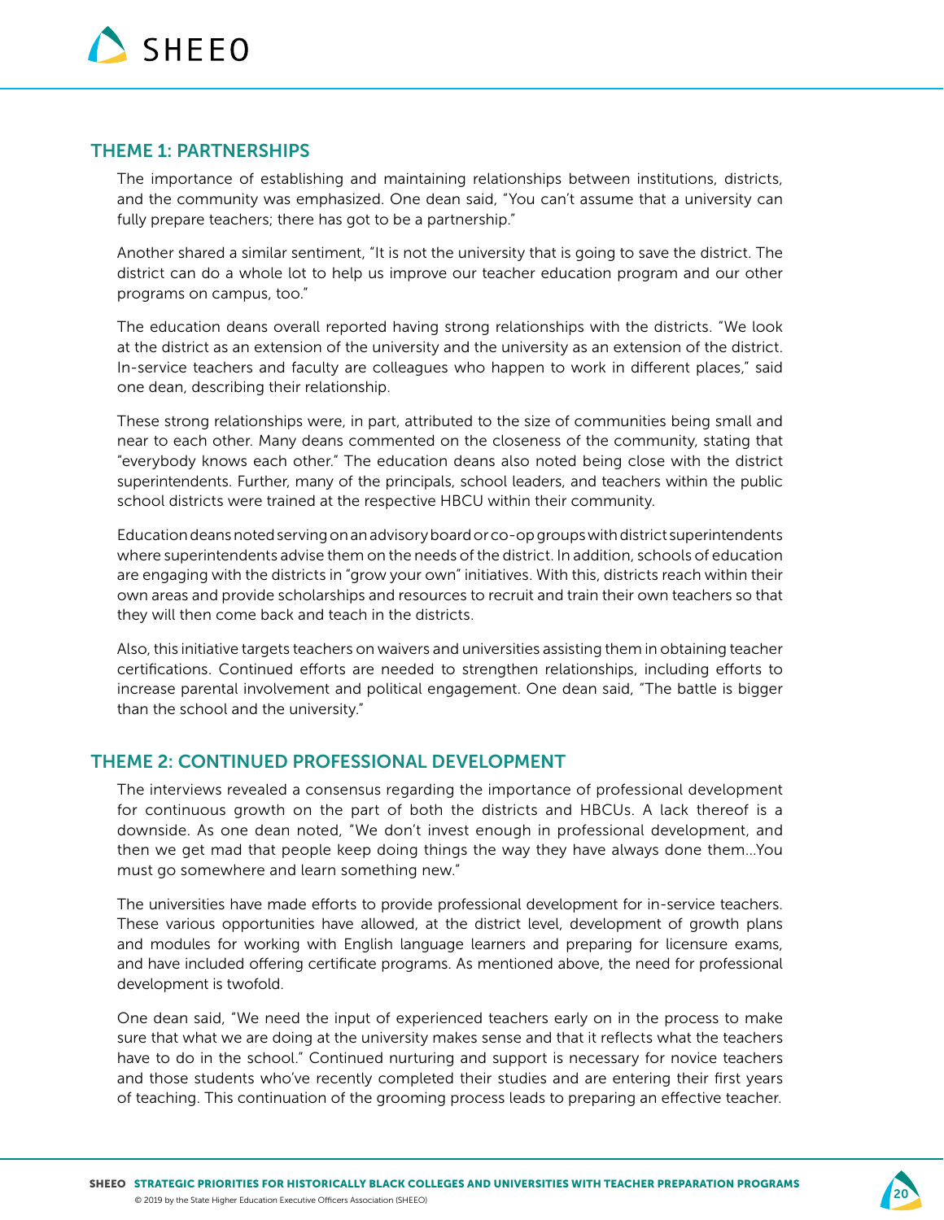## THEME 1: PARTNERSHIPS

The importance of establishing and maintaining relationships between institutions, districts, and the community was emphasized. One dean said, "You can't assume that a university can fully prepare teachers; there has got to be a partnership."

Another shared a similar sentiment, "It is not the university that is going to save the district. The district can do a whole lot to help us improve our teacher education program and our other programs on campus, too."

The education deans overall reported having strong relationships with the districts. "We look at the district as an extension of the university and the university as an extension of the district. In-service teachers and faculty are colleagues who happen to work in different places," said one dean, describing their relationship.

These strong relationships were, in part, attributed to the size of communities being small and near to each other. Many deans commented on the closeness of the community, stating that "everybody knows each other." The education deans also noted being close with the district superintendents. Further, many of the principals, school leaders, and teachers within the public school districts were trained at the respective HBCU within their community.

Education deans noted serving on an advisory board or co-op groups with district superintendents where superintendents advise them on the needs of the district. In addition, schools of education are engaging with the districts in "grow your own" initiatives. With this, districts reach within their own areas and provide scholarships and resources to recruit and train their own teachers so that they will then come back and teach in the districts.

Also, this initiative targets teachers on waivers and universities assisting them in obtaining teacher certifications. Continued efforts are needed to strengthen relationships, including efforts to increase parental involvement and political engagement. One dean said, "The battle is bigger than the school and the university."

## THEME 2: CONTINUED PROFESSIONAL DEVELOPMENT

The interviews revealed a consensus regarding the importance of professional development for continuous growth on the part of both the districts and HBCUs. A lack thereof is a downside. As one dean noted, "We don't invest enough in professional development, and then we get mad that people keep doing things the way they have always done them...You must go somewhere and learn something new."

The universities have made efforts to provide professional development for in-service teachers. These various opportunities have allowed, at the district level, development of growth plans and modules for working with English language learners and preparing for licensure exams, and have included offering certificate programs. As mentioned above, the need for professional development is twofold.

One dean said, "We need the input of experienced teachers early on in the process to make sure that what we are doing at the university makes sense and that it reflects what the teachers have to do in the school." Continued nurturing and support is necessary for novice teachers and those students who've recently completed their studies and are entering their first years of teaching. This continuation of the grooming process leads to preparing an effective teacher.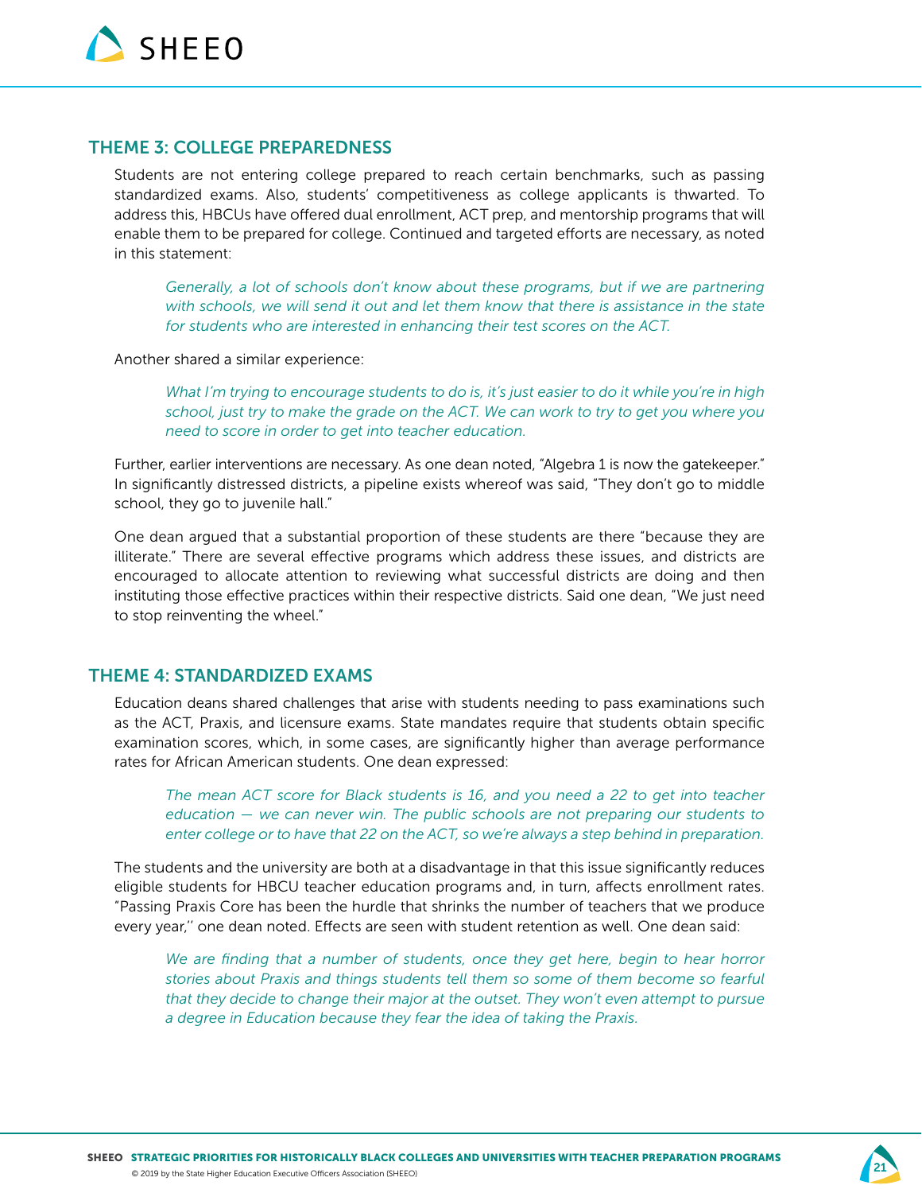## THEME 3: COLLEGE PREPAREDNESS

Students are not entering college prepared to reach certain benchmarks, such as passing standardized exams. Also, students' competitiveness as college applicants is thwarted. To address this, HBCUs have offered dual enrollment, ACT prep, and mentorship programs that will enable them to be prepared for college. Continued and targeted efforts are necessary, as noted in this statement:

> *Generally, a lot of schools don't know about these programs, but if we are partnering with schools, we will send it out and let them know that there is assistance in the state for students who are interested in enhancing their test scores on the ACT.*

Another shared a similar experience:

> *What I'm trying to encourage students to do is, it's just easier to do it while you're in high school, just try to make the grade on the ACT. We can work to try to get you where you need to score in order to get into teacher education.*

Further, earlier interventions are necessary. As one dean noted, "Algebra 1 is now the gatekeeper." In significantly distressed districts, a pipeline exists whereof was said, "They don't go to middle school, they go to juvenile hall."

One dean argued that a substantial proportion of these students are there "because they are illiterate." There are several effective programs which address these issues, and districts are encouraged to allocate attention to reviewing what successful districts are doing and then instituting those effective practices within their respective districts. Said one dean, "We just need to stop reinventing the wheel."

## THEME 4: STANDARDIZED EXAMS

Education deans shared challenges that arise with students needing to pass examinations such as the ACT, Praxis, and licensure exams. State mandates require that students obtain specific examination scores, which, in some cases, are significantly higher than average performance rates for African American students. One dean expressed:

> *The mean ACT score for Black students is 16, and you need a 22 to get into teacher education — we can never win. The public schools are not preparing our students to enter college or to have that 22 on the ACT, so we're always a step behind in preparation.*

The students and the university are both at a disadvantage in that this issue significantly reduces eligible students for HBCU teacher education programs and, in turn, affects enrollment rates. "Passing Praxis Core has been the hurdle that shrinks the number of teachers that we produce every year," one dean noted. Effects are seen with student retention as well. One dean said:

> *We are finding that a number of students, once they get here, begin to hear horror stories about Praxis and things students tell them so some of them become so fearful that they decide to change their major at the outset. They won't even attempt to pursue a degree in Education because they fear the idea of taking the Praxis.*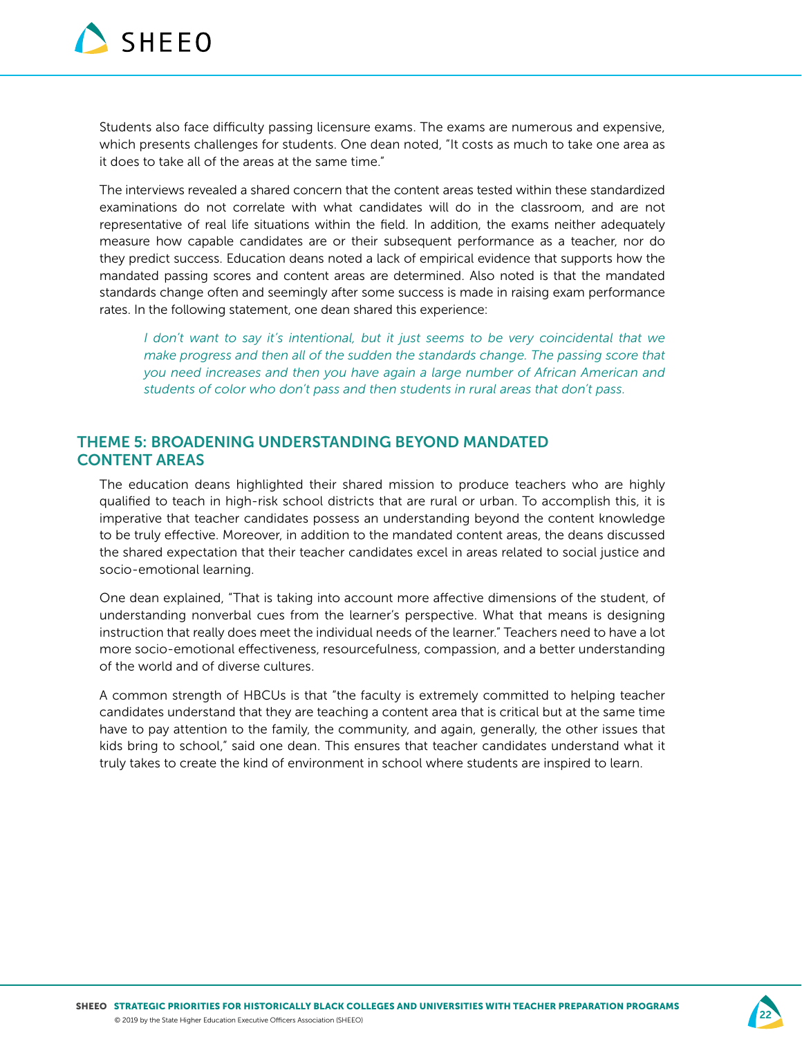Students also face difficulty passing licensure exams. The exams are numerous and expensive, which presents challenges for students. One dean noted, "It costs as much to take one area as it does to take all of the areas at the same time."

The interviews revealed a shared concern that the content areas tested within these standardized examinations do not correlate with what candidates will do in the classroom, and are not representative of real life situations within the field. In addition, the exams neither adequately measure how capable candidates are or their subsequent performance as a teacher, nor do they predict success. Education deans noted a lack of empirical evidence that supports how the mandated passing scores and content areas are determined. Also noted is that the mandated standards change often and seemingly after some success is made in raising exam performance rates. In the following statement, one dean shared this experience:

> *I don't want to say it's intentional, but it just seems to be very coincidental that we make progress and then all of the sudden the standards change. The passing score that you need increases and then you have again a large number of African American and students of color who don't pass and then students in rural areas that don't pass.*

## THEME 5: BROADENING UNDERSTANDING BEYOND MANDATED CONTENT AREAS

The education deans highlighted their shared mission to produce teachers who are highly qualified to teach in high-risk school districts that are rural or urban. To accomplish this, it is imperative that teacher candidates possess an understanding beyond the content knowledge to be truly effective. Moreover, in addition to the mandated content areas, the deans discussed the shared expectation that their teacher candidates excel in areas related to social justice and socio-emotional learning.

One dean explained, "That is taking into account more affective dimensions of the student, of understanding nonverbal cues from the learner's perspective. What that means is designing instruction that really does meet the individual needs of the learner." Teachers need to have a lot more socio-emotional effectiveness, resourcefulness, compassion, and a better understanding of the world and of diverse cultures.

A common strength of HBCUs is that "the faculty is extremely committed to helping teacher candidates understand that they are teaching a content area that is critical but at the same time have to pay attention to the family, the community, and again, generally, the other issues that kids bring to school," said one dean. This ensures that teacher candidates understand what it truly takes to create the kind of environment in school where students are inspired to learn.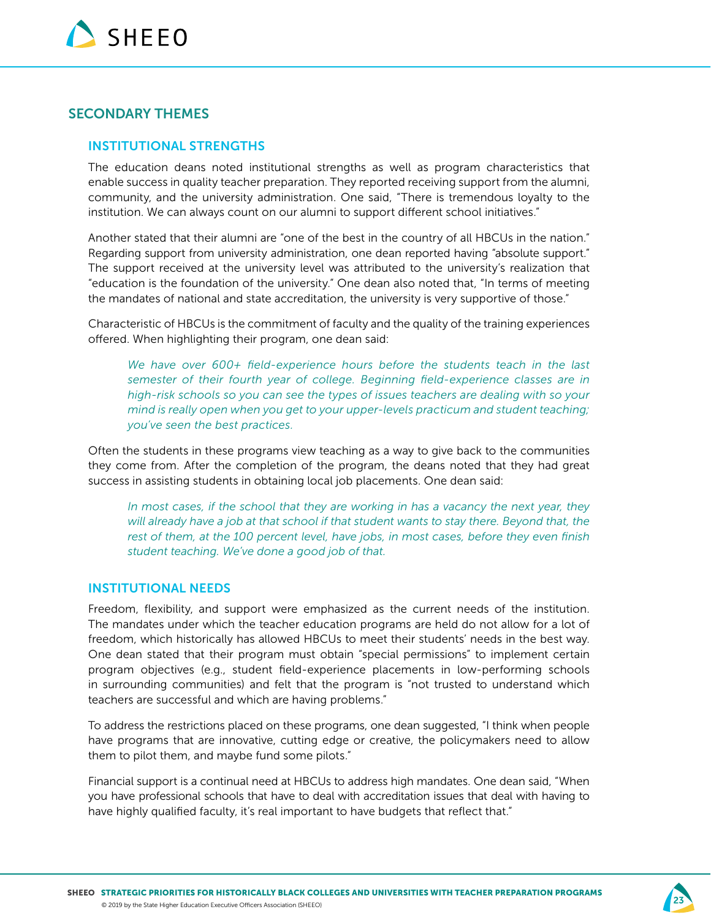## SECONDARY THEMES

### INSTITUTIONAL STRENGTHS

The education deans noted institutional strengths as well as program characteristics that enable success in quality teacher preparation. They reported receiving support from the alumni, community, and the university administration. One said, "There is tremendous loyalty to the institution. We can always count on our alumni to support different school initiatives."

Another stated that their alumni are "one of the best in the country of all HBCUs in the nation." Regarding support from university administration, one dean reported having "absolute support." The support received at the university level was attributed to the university's realization that "education is the foundation of the university." One dean also noted that, "In terms of meeting the mandates of national and state accreditation, the university is very supportive of those."

Characteristic of HBCUs is the commitment of faculty and the quality of the training experiences offered. When highlighting their program, one dean said:

> *We have over 600+ field-experience hours before the students teach in the last semester of their fourth year of college. Beginning field-experience classes are in high-risk schools so you can see the types of issues teachers are dealing with so your mind is really open when you get to your upper-levels practicum and student teaching; you've seen the best practices.*

Often the students in these programs view teaching as a way to give back to the communities they come from. After the completion of the program, the deans noted that they had great success in assisting students in obtaining local job placements. One dean said:

> *In most cases, if the school that they are working in has a vacancy the next year, they will already have a job at that school if that student wants to stay there. Beyond that, the rest of them, at the 100 percent level, have jobs, in most cases, before they even finish student teaching. We've done a good job of that.*

### INSTITUTIONAL NEEDS

Freedom, flexibility, and support were emphasized as the current needs of the institution. The mandates under which the teacher education programs are held do not allow for a lot of freedom, which historically has allowed HBCUs to meet their students' needs in the best way. One dean stated that their program must obtain "special permissions" to implement certain program objectives (e.g., student field-experience placements in low-performing schools in surrounding communities) and felt that the program is "not trusted to understand which teachers are successful and which are having problems."

To address the restrictions placed on these programs, one dean suggested, "I think when people have programs that are innovative, cutting edge or creative, the policymakers need to allow them to pilot them, and maybe fund some pilots."

Financial support is a continual need at HBCUs to address high mandates. One dean said, "When you have professional schools that have to deal with accreditation issues that deal with having to have highly qualified faculty, it's real important to have budgets that reflect that."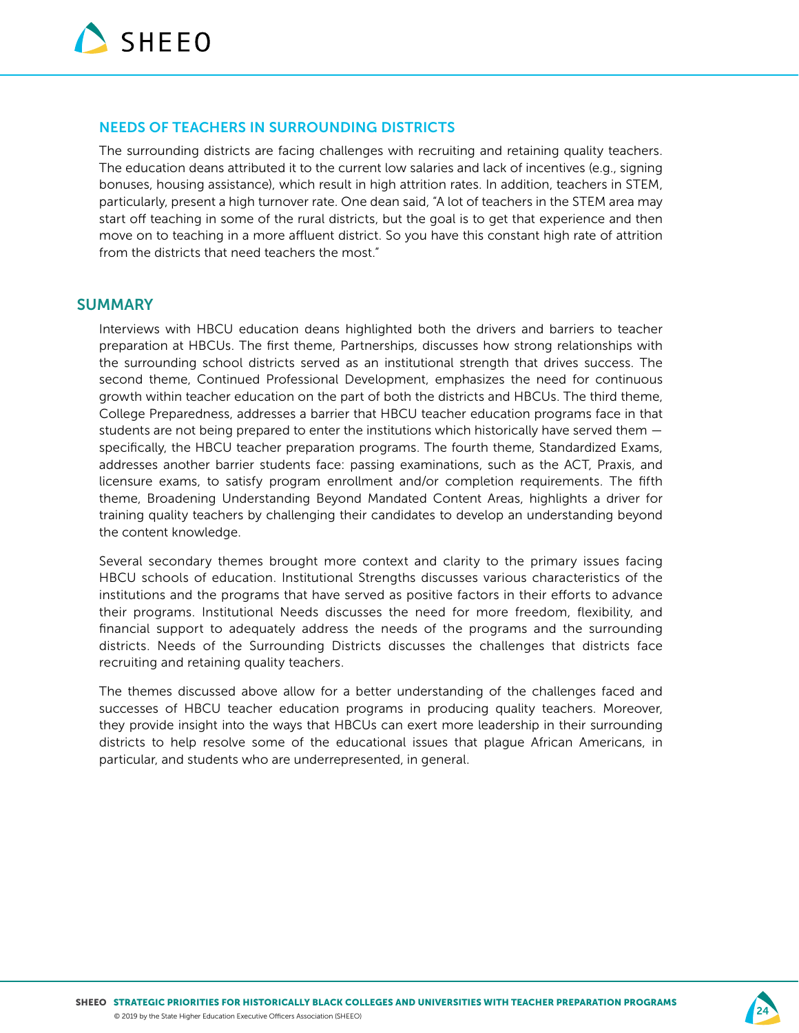### NEEDS OF TEACHERS IN SURROUNDING DISTRICTS

The surrounding districts are facing challenges with recruiting and retaining quality teachers. The education deans attributed it to the current low salaries and lack of incentives (e.g., signing bonuses, housing assistance), which result in high attrition rates. In addition, teachers in STEM, particularly, present a high turnover rate. One dean said, "A lot of teachers in the STEM area may start off teaching in some of the rural districts, but the goal is to get that experience and then move on to teaching in a more affluent district. So you have this constant high rate of attrition from the districts that need teachers the most."

## SUMMARY

Interviews with HBCU education deans highlighted both the drivers and barriers to teacher preparation at HBCUs. The first theme, Partnerships, discusses how strong relationships with the surrounding school districts served as an institutional strength that drives success. The second theme, Continued Professional Development, emphasizes the need for continuous growth within teacher education on the part of both the districts and HBCUs. The third theme, College Preparedness, addresses a barrier that HBCU teacher education programs face in that students are not being prepared to enter the institutions which historically have served them — specifically, the HBCU teacher preparation programs. The fourth theme, Standardized Exams, addresses another barrier students face: passing examinations, such as the ACT, Praxis, and licensure exams, to satisfy program enrollment and/or completion requirements. The fifth theme, Broadening Understanding Beyond Mandated Content Areas, highlights a driver for training quality teachers by challenging their candidates to develop an understanding beyond the content knowledge.

Several secondary themes brought more context and clarity to the primary issues facing HBCU schools of education. Institutional Strengths discusses various characteristics of the institutions and the programs that have served as positive factors in their efforts to advance their programs. Institutional Needs discusses the need for more freedom, flexibility, and financial support to adequately address the needs of the programs and the surrounding districts. Needs of the Surrounding Districts discusses the challenges that districts face recruiting and retaining quality teachers.

The themes discussed above allow for a better understanding of the challenges faced and successes of HBCU teacher education programs in producing quality teachers. Moreover, they provide insight into the ways that HBCUs can exert more leadership in their surrounding districts to help resolve some of the educational issues that plague African Americans, in particular, and students who are underrepresented, in general.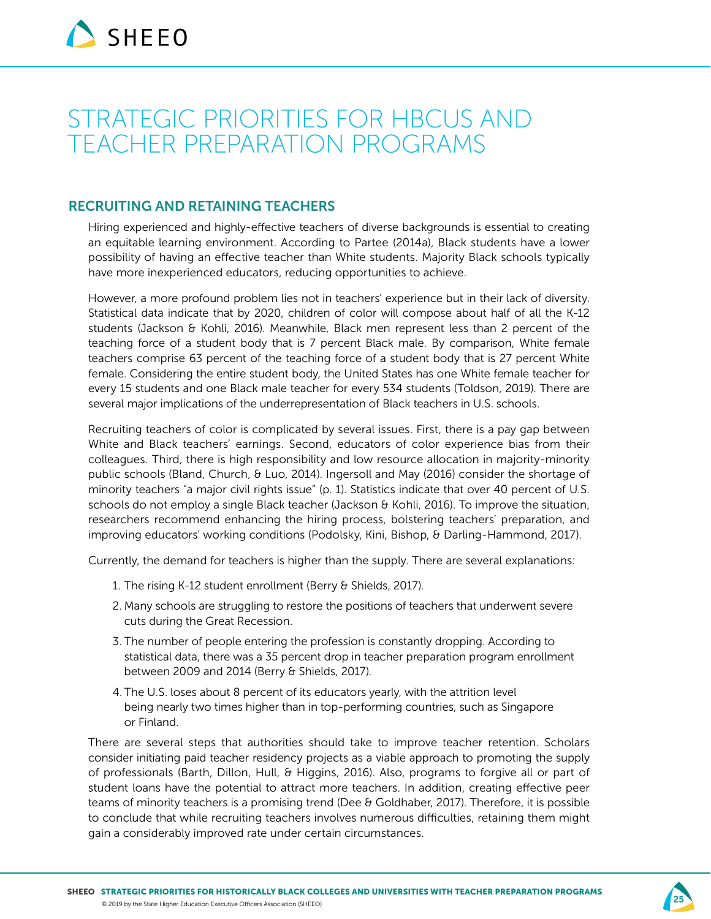# STRATEGIC PRIORITIES FOR HBCUS AND TEACHER PREPARATION PROGRAMS

## RECRUITING AND RETAINING TEACHERS

Hiring experienced and highly-effective teachers of diverse backgrounds is essential to creating an equitable learning environment. According to Partee (2014a), Black students have a lower possibility of having an effective teacher than White students. Majority Black schools typically have more inexperienced educators, reducing opportunities to achieve.

However, a more profound problem lies not in teachers' experience but in their lack of diversity. Statistical data indicate that by 2020, children of color will compose about half of all the K-12 students (Jackson & Kohli, 2016). Meanwhile, Black men represent less than 2 percent of the teaching force of a student body that is 7 percent Black male. By comparison, White female teachers comprise 63 percent of the teaching force of a student body that is 27 percent White female. Considering the entire student body, the United States has one White female teacher for every 15 students and one Black male teacher for every 534 students (Toldson, 2019). There are several major implications of the underrepresentation of Black teachers in U.S. schools.

Recruiting teachers of color is complicated by several issues. First, there is a pay gap between White and Black teachers' earnings. Second, educators of color experience bias from their colleagues. Third, there is high responsibility and low resource allocation in majority-minority public schools (Bland, Church, & Luo, 2014). Ingersoll and May (2016) consider the shortage of minority teachers "a major civil rights issue" (p. 1). Statistics indicate that over 40 percent of U.S. schools do not employ a single Black teacher (Jackson & Kohli, 2016). To improve the situation, researchers recommend enhancing the hiring process, bolstering teachers' preparation, and improving educators' working conditions (Podolsky, Kini, Bishop, & Darling-Hammond, 2017).

Currently, the demand for teachers is higher than the supply. There are several explanations:

1. The rising K-12 student enrollment (Berry & Shields, 2017).
2. Many schools are struggling to restore the positions of teachers that underwent severe cuts during the Great Recession.
3. The number of people entering the profession is constantly dropping. According to statistical data, there was a 35 percent drop in teacher preparation program enrollment between 2009 and 2014 (Berry & Shields, 2017).
4. The U.S. loses about 8 percent of its educators yearly, with the attrition level being nearly two times higher than in top-performing countries, such as Singapore or Finland.

There are several steps that authorities should take to improve teacher retention. Scholars consider initiating paid teacher residency projects as a viable approach to promoting the supply of professionals (Barth, Dillon, Hull, & Higgins, 2016). Also, programs to forgive all or part of student loans have the potential to attract more teachers. In addition, creating effective peer teams of minority teachers is a promising trend (Dee & Goldhaber, 2017). Therefore, it is possible to conclude that while recruiting teachers involves numerous difficulties, retaining them might gain a considerably improved rate under certain circumstances.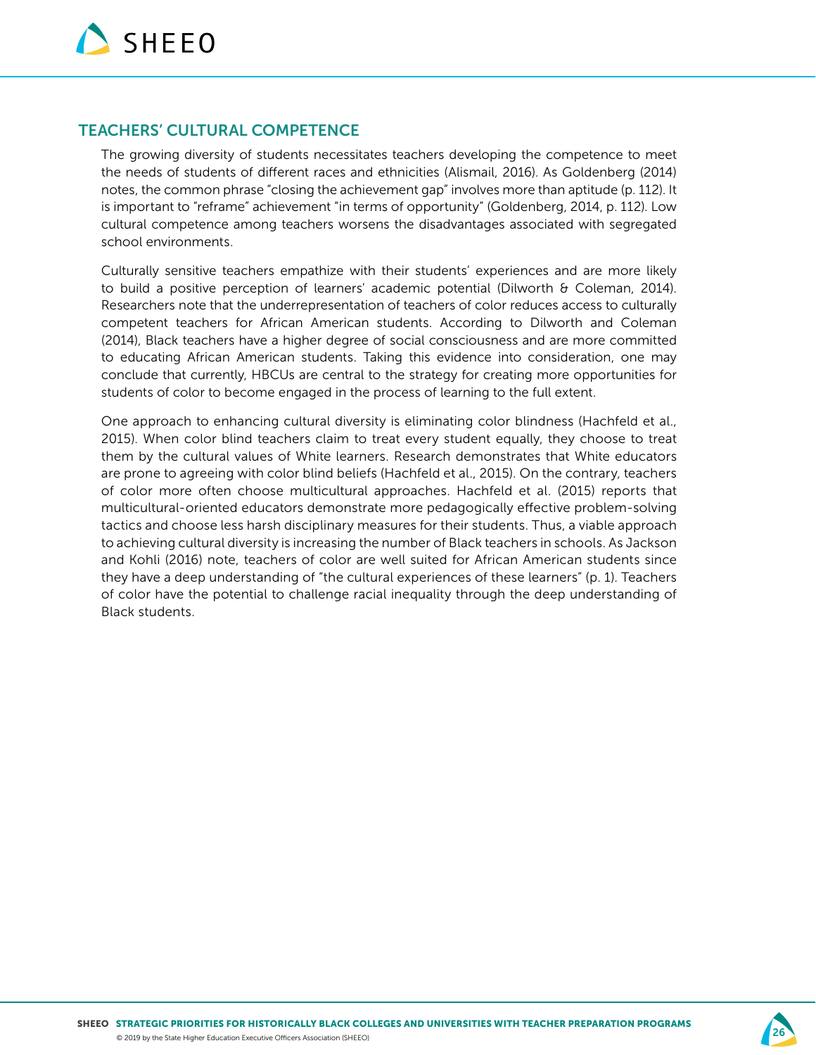## TEACHERS' CULTURAL COMPETENCE

The growing diversity of students necessitates teachers developing the competence to meet the needs of students of different races and ethnicities (Alismail, 2016). As Goldenberg (2014) notes, the common phrase "closing the achievement gap" involves more than aptitude (p. 112). It is important to "reframe" achievement "in terms of opportunity" (Goldenberg, 2014, p. 112). Low cultural competence among teachers worsens the disadvantages associated with segregated school environments.

Culturally sensitive teachers empathize with their students' experiences and are more likely to build a positive perception of learners' academic potential (Dilworth & Coleman, 2014). Researchers note that the underrepresentation of teachers of color reduces access to culturally competent teachers for African American students. According to Dilworth and Coleman (2014), Black teachers have a higher degree of social consciousness and are more committed to educating African American students. Taking this evidence into consideration, one may conclude that currently, HBCUs are central to the strategy for creating more opportunities for students of color to become engaged in the process of learning to the full extent.

One approach to enhancing cultural diversity is eliminating color blindness (Hachfeld et al., 2015). When color blind teachers claim to treat every student equally, they choose to treat them by the cultural values of White learners. Research demonstrates that White educators are prone to agreeing with color blind beliefs (Hachfeld et al., 2015). On the contrary, teachers of color more often choose multicultural approaches. Hachfeld et al. (2015) reports that multicultural-oriented educators demonstrate more pedagogically effective problem-solving tactics and choose less harsh disciplinary measures for their students. Thus, a viable approach to achieving cultural diversity is increasing the number of Black teachers in schools. As Jackson and Kohli (2016) note, teachers of color are well suited for African American students since they have a deep understanding of "the cultural experiences of these learners" (p. 1). Teachers of color have the potential to challenge racial inequality through the deep understanding of Black students.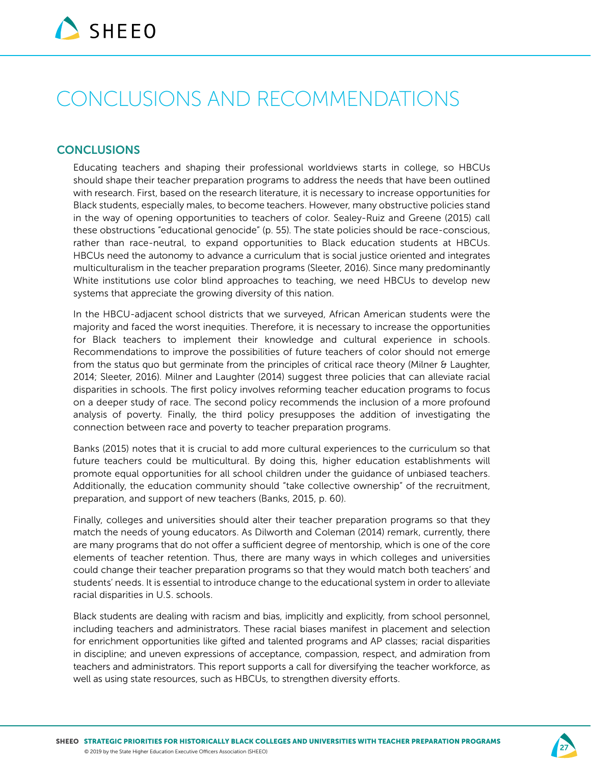# CONCLUSIONS AND RECOMMENDATIONS

## CONCLUSIONS

Educating teachers and shaping their professional worldviews starts in college, so HBCUs should shape their teacher preparation programs to address the needs that have been outlined with research. First, based on the research literature, it is necessary to increase opportunities for Black students, especially males, to become teachers. However, many obstructive policies stand in the way of opening opportunities to teachers of color. Sealey-Ruiz and Greene (2015) call these obstructions "educational genocide" (p. 55). The state policies should be race-conscious, rather than race-neutral, to expand opportunities to Black education students at HBCUs. HBCUs need the autonomy to advance a curriculum that is social justice oriented and integrates multiculturalism in the teacher preparation programs (Sleeter, 2016). Since many predominantly White institutions use color blind approaches to teaching, we need HBCUs to develop new systems that appreciate the growing diversity of this nation.

In the HBCU-adjacent school districts that we surveyed, African American students were the majority and faced the worst inequities. Therefore, it is necessary to increase the opportunities for Black teachers to implement their knowledge and cultural experience in schools. Recommendations to improve the possibilities of future teachers of color should not emerge from the status quo but germinate from the principles of critical race theory (Milner & Laughter, 2014; Sleeter, 2016). Milner and Laughter (2014) suggest three policies that can alleviate racial disparities in schools. The first policy involves reforming teacher education programs to focus on a deeper study of race. The second policy recommends the inclusion of a more profound analysis of poverty. Finally, the third policy presupposes the addition of investigating the connection between race and poverty to teacher preparation programs.

Banks (2015) notes that it is crucial to add more cultural experiences to the curriculum so that future teachers could be multicultural. By doing this, higher education establishments will promote equal opportunities for all school children under the guidance of unbiased teachers. Additionally, the education community should "take collective ownership" of the recruitment, preparation, and support of new teachers (Banks, 2015, p. 60).

Finally, colleges and universities should alter their teacher preparation programs so that they match the needs of young educators. As Dilworth and Coleman (2014) remark, currently, there are many programs that do not offer a sufficient degree of mentorship, which is one of the core elements of teacher retention. Thus, there are many ways in which colleges and universities could change their teacher preparation programs so that they would match both teachers' and students' needs. It is essential to introduce change to the educational system in order to alleviate racial disparities in U.S. schools.

Black students are dealing with racism and bias, implicitly and explicitly, from school personnel, including teachers and administrators. These racial biases manifest in placement and selection for enrichment opportunities like gifted and talented programs and AP classes; racial disparities in discipline; and uneven expressions of acceptance, compassion, respect, and admiration from teachers and administrators. This report supports a call for diversifying the teacher workforce, as well as using state resources, such as HBCUs, to strengthen diversity efforts.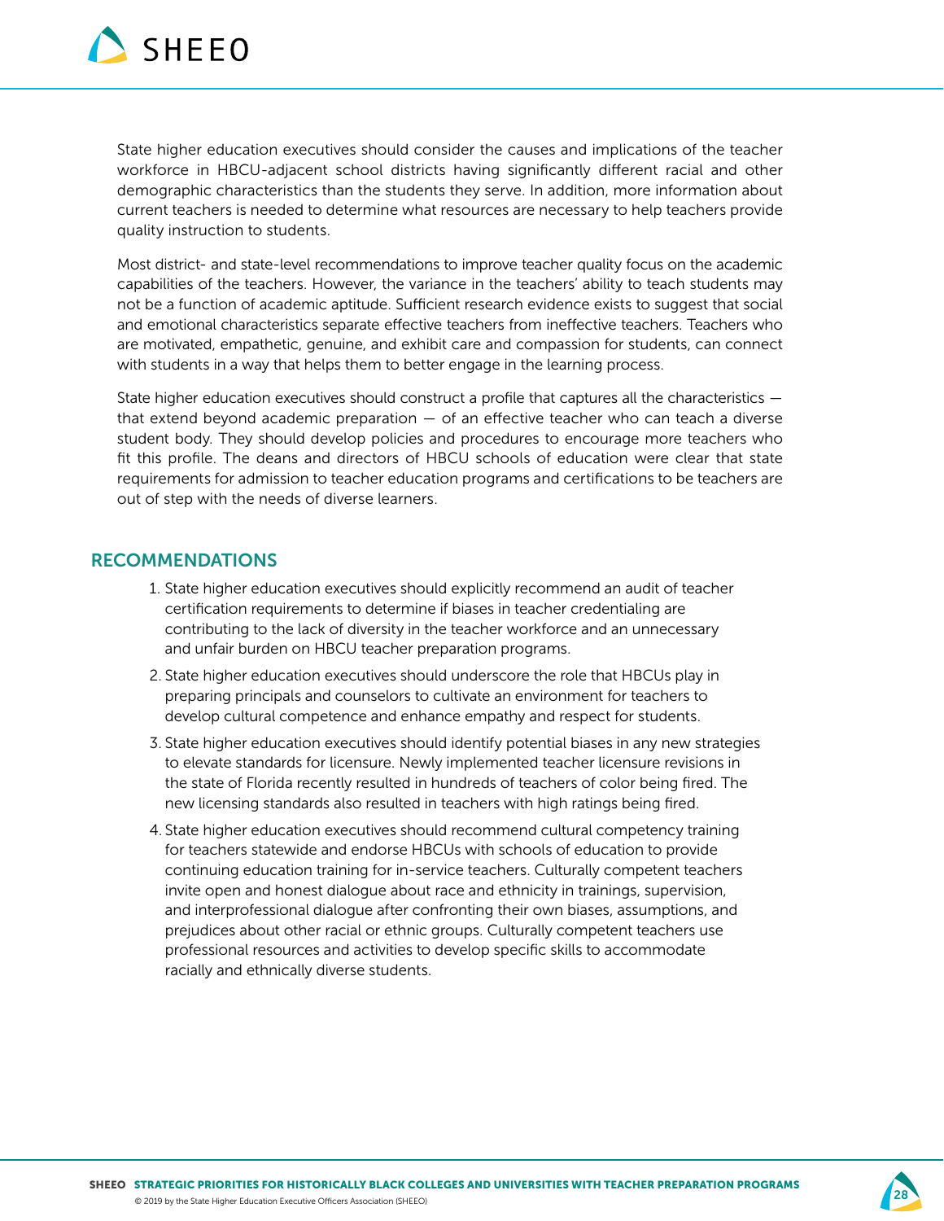State higher education executives should consider the causes and implications of the teacher workforce in HBCU-adjacent school districts having significantly different racial and other demographic characteristics than the students they serve. In addition, more information about current teachers is needed to determine what resources are necessary to help teachers provide quality instruction to students.

Most district- and state-level recommendations to improve teacher quality focus on the academic capabilities of the teachers. However, the variance in the teachers' ability to teach students may not be a function of academic aptitude. Sufficient research evidence exists to suggest that social and emotional characteristics separate effective teachers from ineffective teachers. Teachers who are motivated, empathetic, genuine, and exhibit care and compassion for students, can connect with students in a way that helps them to better engage in the learning process.

State higher education executives should construct a profile that captures all the characteristics — that extend beyond academic preparation — of an effective teacher who can teach a diverse student body. They should develop policies and procedures to encourage more teachers who fit this profile. The deans and directors of HBCU schools of education were clear that state requirements for admission to teacher education programs and certifications to be teachers are out of step with the needs of diverse learners.

## RECOMMENDATIONS

1. State higher education executives should explicitly recommend an audit of teacher certification requirements to determine if biases in teacher credentialing are contributing to the lack of diversity in the teacher workforce and an unnecessary and unfair burden on HBCU teacher preparation programs.
2. State higher education executives should underscore the role that HBCUs play in preparing principals and counselors to cultivate an environment for teachers to develop cultural competence and enhance empathy and respect for students.
3. State higher education executives should identify potential biases in any new strategies to elevate standards for licensure. Newly implemented teacher licensure revisions in the state of Florida recently resulted in hundreds of teachers of color being fired. The new licensing standards also resulted in teachers with high ratings being fired.
4. State higher education executives should recommend cultural competency training for teachers statewide and endorse HBCUs with schools of education to provide continuing education training for in-service teachers. Culturally competent teachers invite open and honest dialogue about race and ethnicity in trainings, supervision, and interprofessional dialogue after confronting their own biases, assumptions, and prejudices about other racial or ethnic groups. Culturally competent teachers use professional resources and activities to develop specific skills to accommodate racially and ethnically diverse students.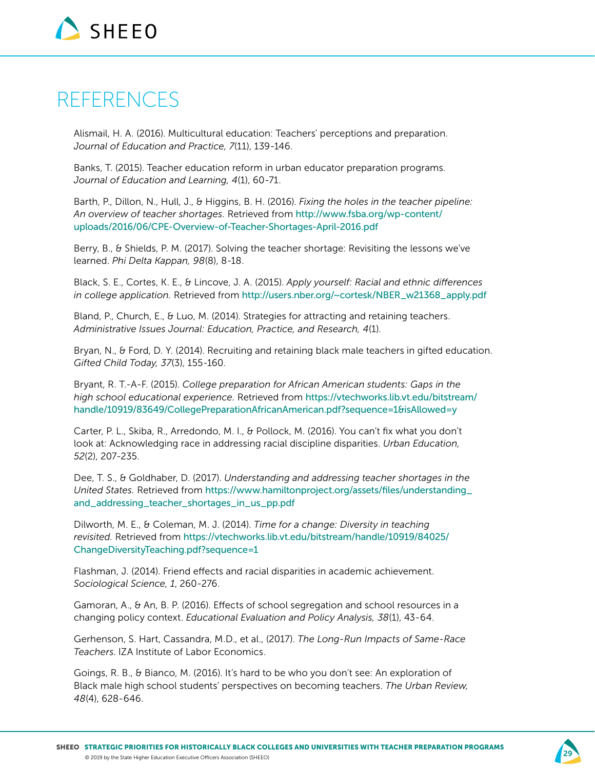# REFERENCES

Alismail, H. A. (2016). Multicultural education: Teachers' perceptions and preparation. *Journal of Education and Practice, 7*(11), 139-146.

Banks, T. (2015). Teacher education reform in urban educator preparation programs. *Journal of Education and Learning, 4*(1), 60-71.

Barth, P., Dillon, N., Hull, J., & Higgins, B. H. (2016). *Fixing the holes in the teacher pipeline: An overview of teacher shortages.* Retrieved from http://www.fsba.org/wp-content/uploads/2016/06/CPE-Overview-of-Teacher-Shortages-April-2016.pdf

Berry, B., & Shields, P. M. (2017). Solving the teacher shortage: Revisiting the lessons we've learned. *Phi Delta Kappan, 98*(8), 8-18.

Black, S. E., Cortes, K. E., & Lincove, J. A. (2015). *Apply yourself: Racial and ethnic differences in college application.* Retrieved from http://users.nber.org/~cortesk/NBER_w21368_apply.pdf

Bland, P., Church, E., & Luo, M. (2014). Strategies for attracting and retaining teachers. *Administrative Issues Journal: Education, Practice, and Research, 4*(1).

Bryan, N., & Ford, D. Y. (2014). Recruiting and retaining black male teachers in gifted education. *Gifted Child Today, 37*(3), 155-160.

Bryant, R. T.-A-F. (2015). *College preparation for African American students: Gaps in the high school educational experience.* Retrieved from https://vtechworks.lib.vt.edu/bitstream/handle/10919/83649/CollegePreparationAfricanAmerican.pdf?sequence=1&isAllowed=y

Carter, P. L., Skiba, R., Arredondo, M. I., & Pollock, M. (2016). You can't fix what you don't look at: Acknowledging race in addressing racial discipline disparities. *Urban Education, 52*(2), 207-235.

Dee, T. S., & Goldhaber, D. (2017). *Understanding and addressing teacher shortages in the United States.* Retrieved from https://www.hamiltonproject.org/assets/files/understanding_and_addressing_teacher_shortages_in_us_pp.pdf

Dilworth, M. E., & Coleman, M. J. (2014). *Time for a change: Diversity in teaching revisited.* Retrieved from https://vtechworks.lib.vt.edu/bitstream/handle/10919/84025/ChangeDiversityTeaching.pdf?sequence=1

Flashman, J. (2014). Friend effects and racial disparities in academic achievement. *Sociological Science, 1*, 260-276.

Gamoran, A., & An, B. P. (2016). Effects of school segregation and school resources in a changing policy context. *Educational Evaluation and Policy Analysis, 38*(1), 43-64.

Gerhenson, S. Hart, Cassandra, M.D., et al., (2017). *The Long-Run Impacts of Same-Race Teachers.* IZA Institute of Labor Economics.

Goings, R. B., & Bianco, M. (2016). It's hard to be who you don't see: An exploration of Black male high school students' perspectives on becoming teachers. *The Urban Review, 48*(4), 628-646.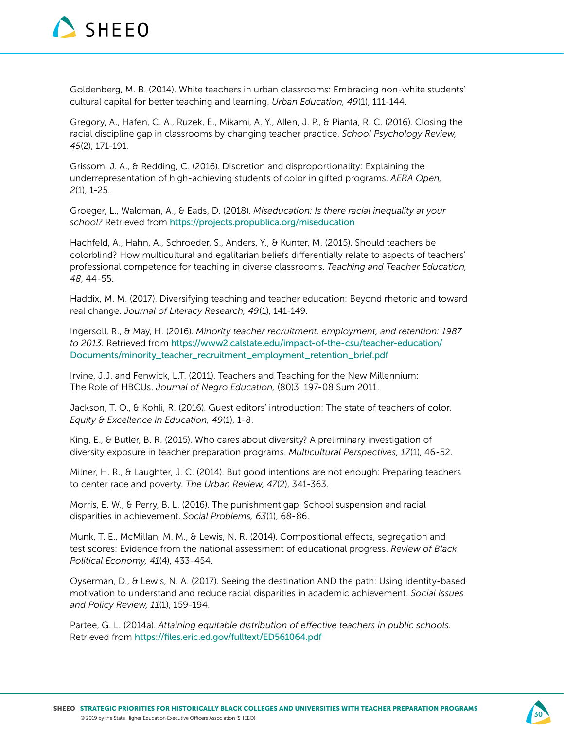Goldenberg, M. B. (2014). White teachers in urban classrooms: Embracing non-white students' cultural capital for better teaching and learning. *Urban Education, 49*(1), 111-144.

Gregory, A., Hafen, C. A., Ruzek, E., Mikami, A. Y., Allen, J. P., & Pianta, R. C. (2016). Closing the racial discipline gap in classrooms by changing teacher practice. *School Psychology Review, 45*(2), 171-191.

Grissom, J. A., & Redding, C. (2016). Discretion and disproportionality: Explaining the underrepresentation of high-achieving students of color in gifted programs. *AERA Open, 2*(1), 1-25.

Groeger, L., Waldman, A., & Eads, D. (2018). *Miseducation: Is there racial inequality at your school?* Retrieved from https://projects.propublica.org/miseducation

Hachfeld, A., Hahn, A., Schroeder, S., Anders, Y., & Kunter, M. (2015). Should teachers be colorblind? How multicultural and egalitarian beliefs differentially relate to aspects of teachers' professional competence for teaching in diverse classrooms. *Teaching and Teacher Education, 48*, 44-55.

Haddix, M. M. (2017). Diversifying teaching and teacher education: Beyond rhetoric and toward real change. *Journal of Literacy Research, 49*(1), 141-149.

Ingersoll, R., & May, H. (2016). *Minority teacher recruitment, employment, and retention: 1987 to 2013.* Retrieved from https://www2.calstate.edu/impact-of-the-csu/teacher-education/Documents/minority_teacher_recruitment_employment_retention_brief.pdf

Irvine, J.J. and Fenwick, L.T. (2011). Teachers and Teaching for the New Millennium: The Role of HBCUs. *Journal of Negro Education,* (80)3, 197-08 Sum 2011.

Jackson, T. O., & Kohli, R. (2016). Guest editors' introduction: The state of teachers of color. *Equity & Excellence in Education, 49*(1), 1-8.

King, E., & Butler, B. R. (2015). Who cares about diversity? A preliminary investigation of diversity exposure in teacher preparation programs. *Multicultural Perspectives, 17*(1), 46-52.

Milner, H. R., & Laughter, J. C. (2014). But good intentions are not enough: Preparing teachers to center race and poverty. *The Urban Review, 47*(2), 341-363.

Morris, E. W., & Perry, B. L. (2016). The punishment gap: School suspension and racial disparities in achievement. *Social Problems, 63*(1), 68-86.

Munk, T. E., McMillan, M. M., & Lewis, N. R. (2014). Compositional effects, segregation and test scores: Evidence from the national assessment of educational progress. *Review of Black Political Economy, 41*(4), 433-454.

Oyserman, D., & Lewis, N. A. (2017). Seeing the destination AND the path: Using identity-based motivation to understand and reduce racial disparities in academic achievement. *Social Issues and Policy Review, 11*(1), 159-194.

Partee, G. L. (2014a). *Attaining equitable distribution of effective teachers in public schools.* Retrieved from https://files.eric.ed.gov/fulltext/ED561064.pdf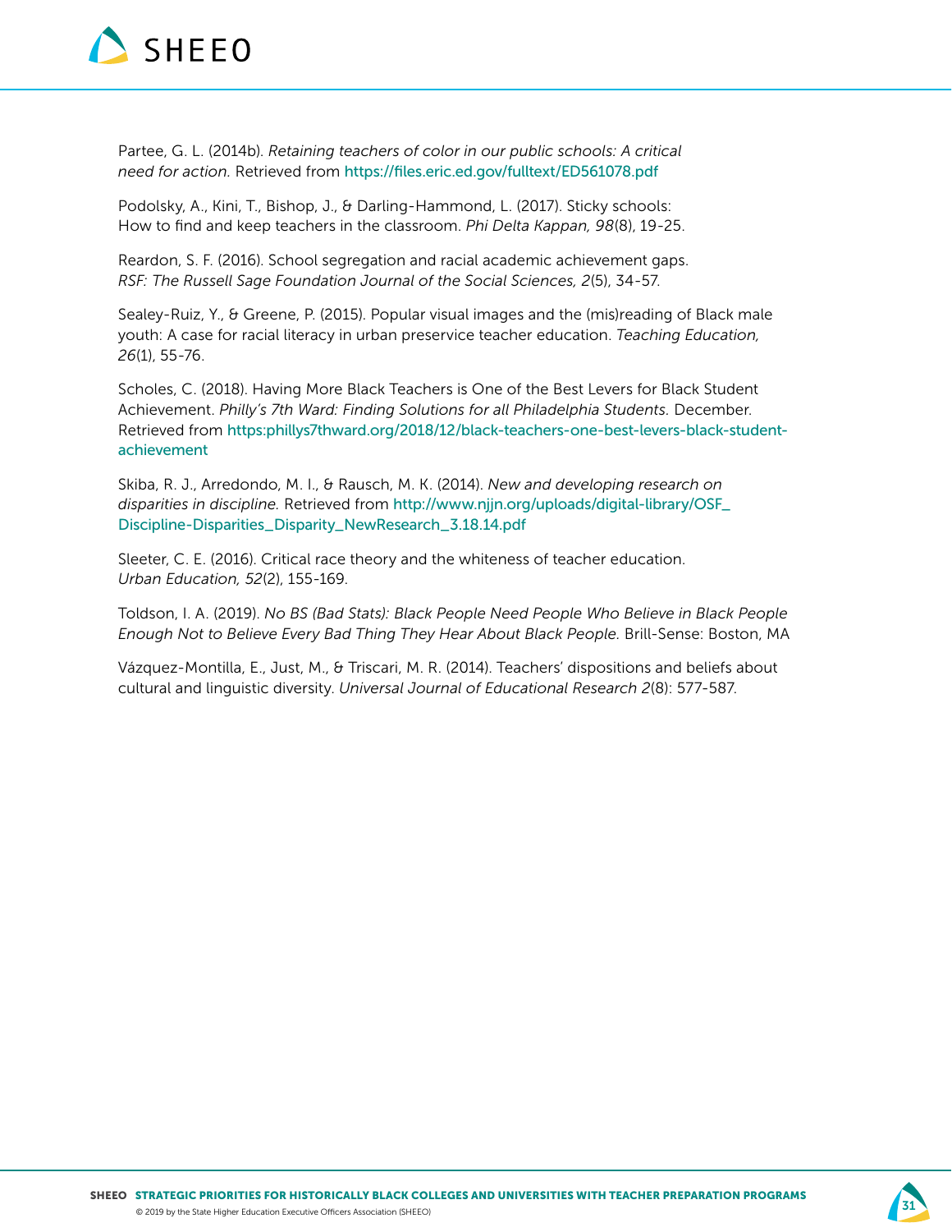Partee, G. L. (2014b). *Retaining teachers of color in our public schools: A critical need for action.* Retrieved from https://files.eric.ed.gov/fulltext/ED561078.pdf

Podolsky, A., Kini, T., Bishop, J., & Darling-Hammond, L. (2017). Sticky schools: How to find and keep teachers in the classroom. *Phi Delta Kappan, 98*(8), 19-25.

Reardon, S. F. (2016). School segregation and racial academic achievement gaps. *RSF: The Russell Sage Foundation Journal of the Social Sciences, 2*(5), 34-57.

Sealey-Ruiz, Y., & Greene, P. (2015). Popular visual images and the (mis)reading of Black male youth: A case for racial literacy in urban preservice teacher education. *Teaching Education, 26*(1), 55-76.

Scholes, C. (2018). Having More Black Teachers is One of the Best Levers for Black Student Achievement. *Philly's 7th Ward: Finding Solutions for all Philadelphia Students.* December. Retrieved from https:phillys7thward.org/2018/12/black-teachers-one-best-levers-black-student-achievement

Skiba, R. J., Arredondo, M. I., & Rausch, M. K. (2014). *New and developing research on disparities in discipline.* Retrieved from http://www.njjn.org/uploads/digital-library/OSF_Discipline-Disparities_Disparity_NewResearch_3.18.14.pdf

Sleeter, C. E. (2016). Critical race theory and the whiteness of teacher education. *Urban Education, 52*(2), 155-169.

Toldson, I. A. (2019). *No BS (Bad Stats): Black People Need People Who Believe in Black People Enough Not to Believe Every Bad Thing They Hear About Black People.* Brill-Sense: Boston, MA

Vázquez-Montilla, E., Just, M., & Triscari, M. R. (2014). Teachers' dispositions and beliefs about cultural and linguistic diversity. *Universal Journal of Educational Research 2*(8): 577-587.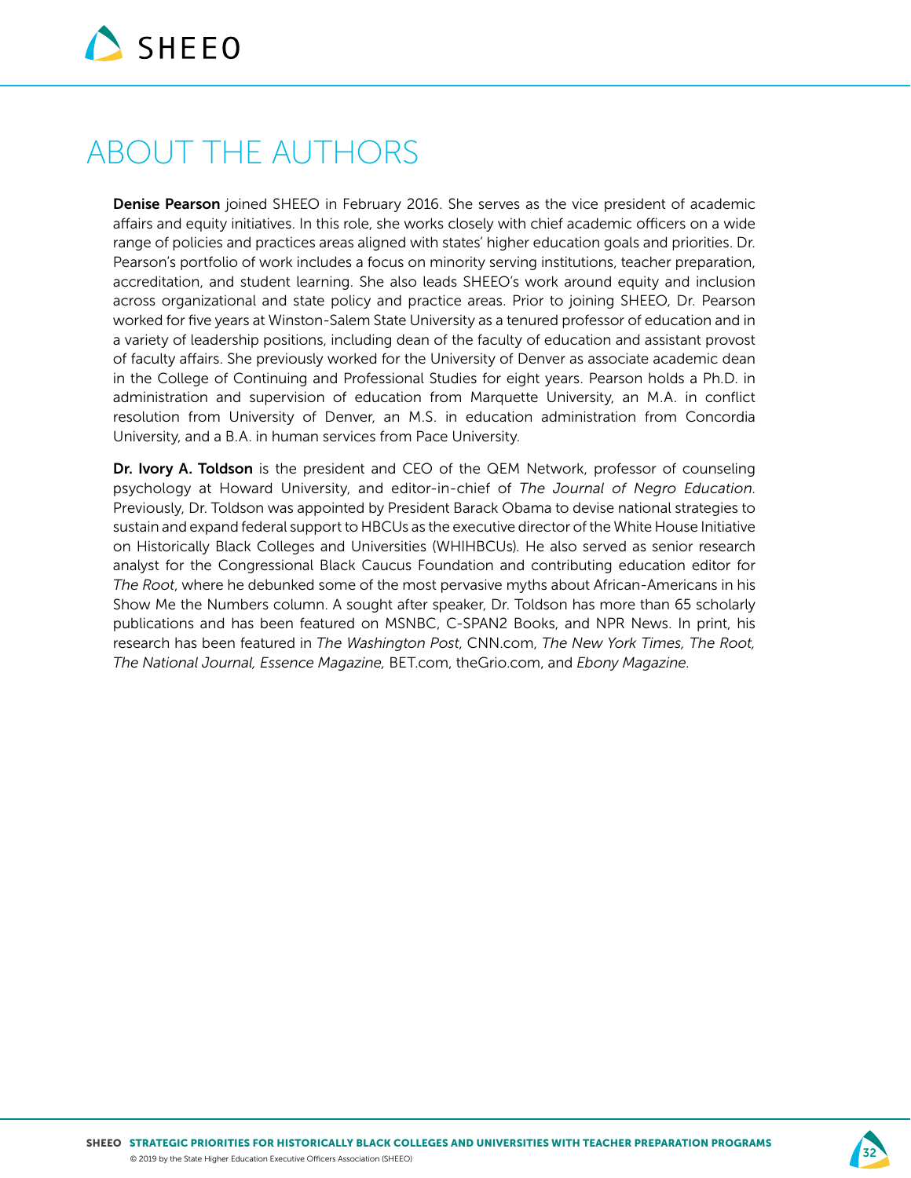# ABOUT THE AUTHORS

**Denise Pearson** joined SHEEO in February 2016. She serves as the vice president of academic affairs and equity initiatives. In this role, she works closely with chief academic officers on a wide range of policies and practices areas aligned with states' higher education goals and priorities. Dr. Pearson's portfolio of work includes a focus on minority serving institutions, teacher preparation, accreditation, and student learning. She also leads SHEEO's work around equity and inclusion across organizational and state policy and practice areas. Prior to joining SHEEO, Dr. Pearson worked for five years at Winston-Salem State University as a tenured professor of education and in a variety of leadership positions, including dean of the faculty of education and assistant provost of faculty affairs. She previously worked for the University of Denver as associate academic dean in the College of Continuing and Professional Studies for eight years. Pearson holds a Ph.D. in administration and supervision of education from Marquette University, an M.A. in conflict resolution from University of Denver, an M.S. in education administration from Concordia University, and a B.A. in human services from Pace University.

**Dr. Ivory A. Toldson** is the president and CEO of the QEM Network, professor of counseling psychology at Howard University, and editor-in-chief of *The Journal of Negro Education*. Previously, Dr. Toldson was appointed by President Barack Obama to devise national strategies to sustain and expand federal support to HBCUs as the executive director of the White House Initiative on Historically Black Colleges and Universities (WHIHBCUs). He also served as senior research analyst for the Congressional Black Caucus Foundation and contributing education editor for *The Root*, where he debunked some of the most pervasive myths about African-Americans in his Show Me the Numbers column. A sought after speaker, Dr. Toldson has more than 65 scholarly publications and has been featured on MSNBC, C-SPAN2 Books, and NPR News. In print, his research has been featured in *The Washington Post*, CNN.com, *The New York Times, The Root, The National Journal, Essence Magazine,* BET.com, theGrio.com, and *Ebony Magazine*.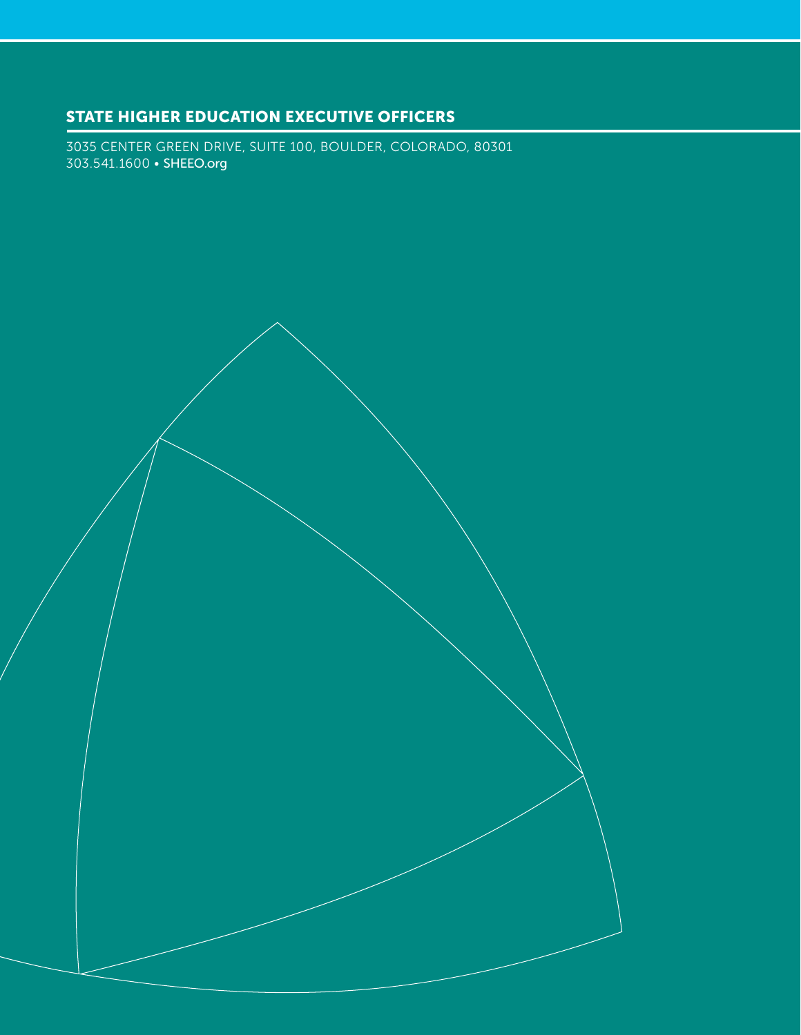## STATE HIGHER EDUCATION EXECUTIVE OFFICERS

3035 CENTER GREEN DRIVE, SUITE 100, BOULDER, COLORADO, 80301
303.541.1600 • SHEEO.org